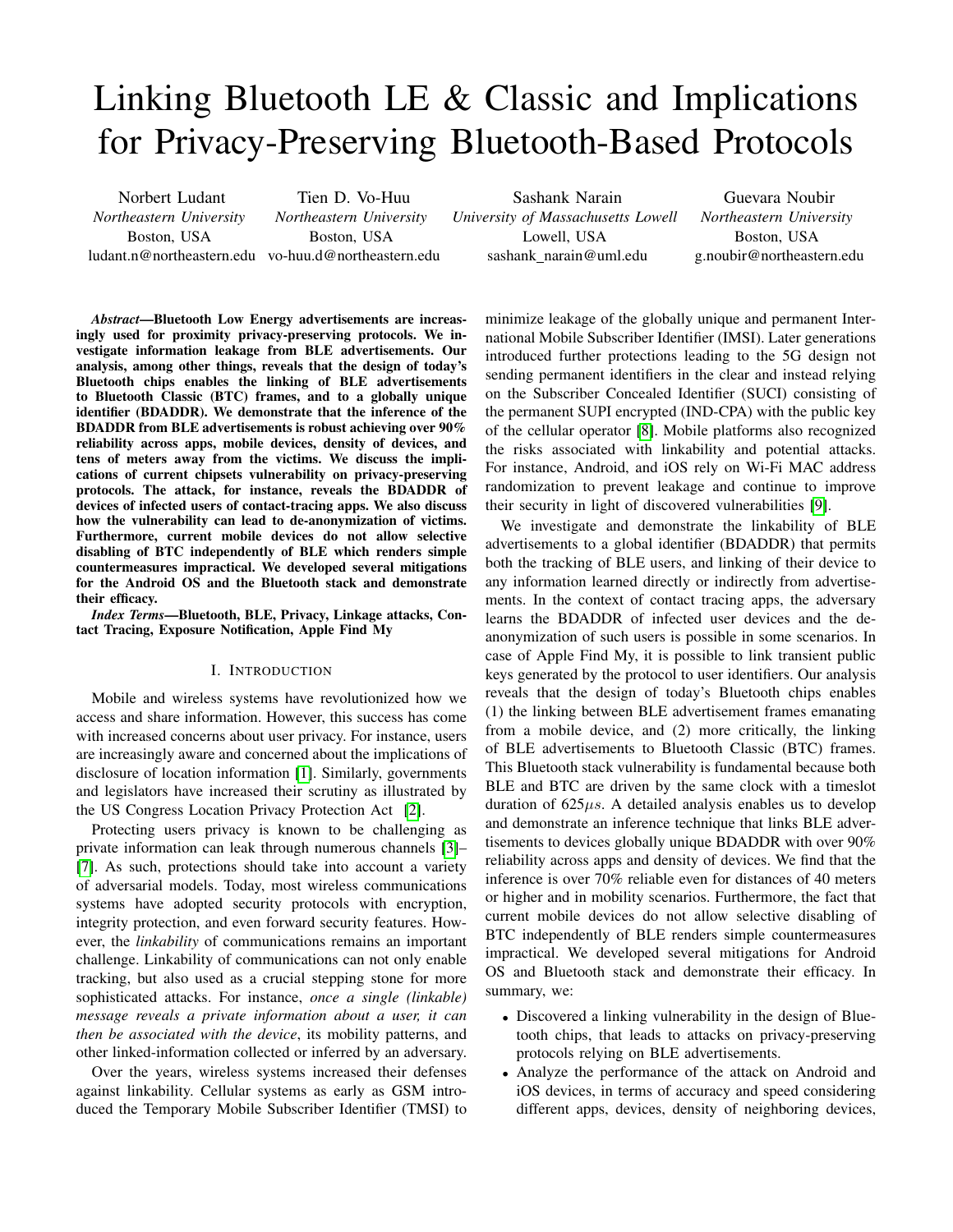# Linking Bluetooth LE & Classic and Implications for Privacy-Preserving Bluetooth-Based Protocols

Norbert Ludant
*Northeastern University*
Boston, USA
ludant.n@northeastern.edu

Tien D. Vo-Huu
*Northeastern University*
Boston, USA
vo-huu.d@northeastern.edu

Sashank Narain
*University of Massachusetts Lowell*
Lowell, USA
sashank_narain@uml.edu

Guevara Noubir
*Northeastern University*
Boston, USA
g.noubir@northeastern.edu

***Abstract*—Bluetooth Low Energy advertisements are increasingly used for proximity privacy-preserving protocols. We investigate information leakage from BLE advertisements. Our analysis, among other things, reveals that the design of today's Bluetooth chips enables the linking of BLE advertisements to Bluetooth Classic (BTC) frames, and to a globally unique identifier (BDADDR). We demonstrate that the inference of the BDADDR from BLE advertisements is robust achieving over 90% reliability across apps, mobile devices, density of devices, and tens of meters away from the victims. We discuss the implications of current chipsets vulnerability on privacy-preserving protocols. The attack, for instance, reveals the BDADDR of devices of infected users of contact-tracing apps. We also discuss how the vulnerability can lead to de-anonymization of victims. Furthermore, current mobile devices do not allow selective disabling of BTC independently of BLE which renders simple countermeasures impractical. We developed several mitigations for the Android OS and the Bluetooth stack and demonstrate their efficacy.**

***Index Terms*—Bluetooth, BLE, Privacy, Linkage attacks, Contact Tracing, Exposure Notification, Apple Find My**

## I. Introduction

Mobile and wireless systems have revolutionized how we access and share information. However, this success has come with increased concerns about user privacy. For instance, users are increasingly aware and concerned about the implications of disclosure of location information [1]. Similarly, governments and legislators have increased their scrutiny as illustrated by the US Congress Location Privacy Protection Act [2].

Protecting users privacy is known to be challenging as private information can leak through numerous channels [3]–[7]. As such, protections should take into account a variety of adversarial models. Today, most wireless communications systems have adopted security protocols with encryption, integrity protection, and even forward security features. However, the *linkability* of communications remains an important challenge. Linkability of communications can not only enable tracking, but also used as a crucial stepping stone for more sophisticated attacks. For instance, *once a single (linkable) message reveals a private information about a user, it can then be associated with the device*, its mobility patterns, and other linked-information collected or inferred by an adversary.

Over the years, wireless systems increased their defenses against linkability. Cellular systems as early as GSM introduced the Temporary Mobile Subscriber Identifier (TMSI) to minimize leakage of the globally unique and permanent International Mobile Subscriber Identifier (IMSI). Later generations introduced further protections leading to the 5G design not sending permanent identifiers in the clear and instead relying on the Subscriber Concealed Identifier (SUCI) consisting of the permanent SUPI encrypted (IND-CPA) with the public key of the cellular operator [8]. Mobile platforms also recognized the risks associated with linkability and potential attacks. For instance, Android, and iOS rely on Wi-Fi MAC address randomization to prevent leakage and continue to improve their security in light of discovered vulnerabilities [9].

We investigate and demonstrate the linkability of BLE advertisements to a global identifier (BDADDR) that permits both the tracking of BLE users, and linking of their device to any information learned directly or indirectly from advertisements. In the context of contact tracing apps, the adversary learns the BDADDR of infected user devices and the de-anonymization of such users is possible in some scenarios. In case of Apple Find My, it is possible to link transient public keys generated by the protocol to user identifiers. Our analysis reveals that the design of today's Bluetooth chips enables (1) the linking between BLE advertisement frames emanating from a mobile device, and (2) more critically, the linking of BLE advertisements to Bluetooth Classic (BTC) frames. This Bluetooth stack vulnerability is fundamental because both BLE and BTC are driven by the same clock with a timeslot duration of $625\mu s$. A detailed analysis enables us to develop and demonstrate an inference technique that links BLE advertisements to devices globally unique BDADDR with over 90% reliability across apps and density of devices. We find that the inference is over 70% reliable even for distances of 40 meters or higher and in mobility scenarios. Furthermore, the fact that current mobile devices do not allow selective disabling of BTC independently of BLE renders simple countermeasures impractical. We developed several mitigations for Android OS and Bluetooth stack and demonstrate their efficacy. In summary, we:

- Discovered a linking vulnerability in the design of Bluetooth chips, that leads to attacks on privacy-preserving protocols relying on BLE advertisements.
- Analyze the performance of the attack on Android and iOS devices, in terms of accuracy and speed considering different apps, devices, density of neighboring devices,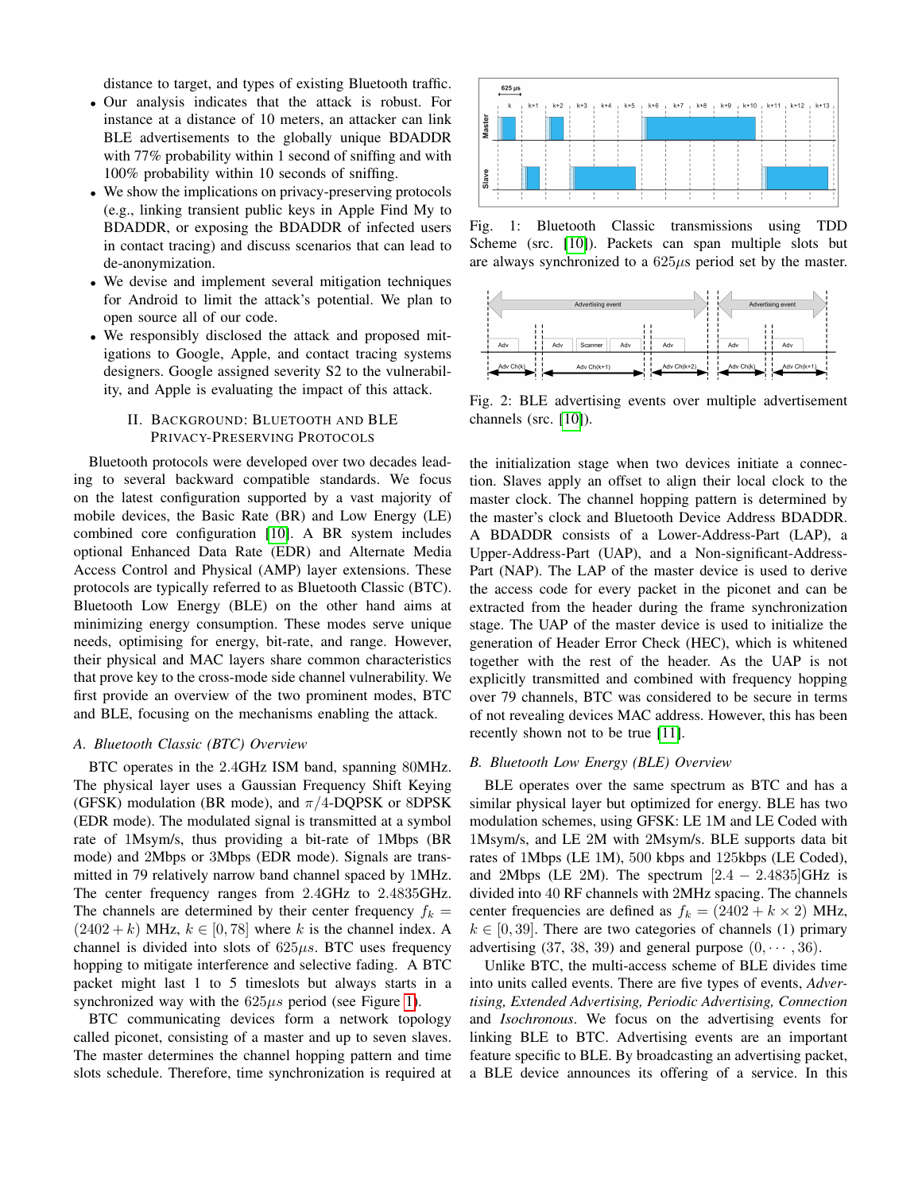distance to target, and types of existing Bluetooth traffic.

- Our analysis indicates that the attack is robust. For instance at a distance of 10 meters, an attacker can link BLE advertisements to the globally unique BDADDR with 77% probability within 1 second of sniffing and with 100% probability within 10 seconds of sniffing.
- We show the implications on privacy-preserving protocols (e.g., linking transient public keys in Apple Find My to BDADDR, or exposing the BDADDR of infected users in contact tracing) and discuss scenarios that can lead to de-anonymization.
- We devise and implement several mitigation techniques for Android to limit the attack's potential. We plan to open source all of our code.
- We responsibly disclosed the attack and proposed mitigations to Google, Apple, and contact tracing systems designers. Google assigned severity S2 to the vulnerability, and Apple is evaluating the impact of this attack.

## II. Background: Bluetooth and BLE Privacy-Preserving Protocols

Bluetooth protocols were developed over two decades leading to several backward compatible standards. We focus on the latest configuration supported by a vast majority of mobile devices, the Basic Rate (BR) and Low Energy (LE) combined core configuration [10]. A BR system includes optional Enhanced Data Rate (EDR) and Alternate Media Access Control and Physical (AMP) layer extensions. These protocols are typically referred to as Bluetooth Classic (BTC). Bluetooth Low Energy (BLE) on the other hand aims at minimizing energy consumption. These modes serve unique needs, optimising for energy, bit-rate, and range. However, their physical and MAC layers share common characteristics that prove key to the cross-mode side channel vulnerability. We first provide an overview of the two prominent modes, BTC and BLE, focusing on the mechanisms enabling the attack.

### *A. Bluetooth Classic (BTC) Overview*

BTC operates in the 2.4GHz ISM band, spanning 80MHz. The physical layer uses a Gaussian Frequency Shift Keying (GFSK) modulation (BR mode), and $\pi/4$-DQPSK or 8DPSK (EDR mode). The modulated signal is transmitted at a symbol rate of 1Msym/s, thus providing a bit-rate of 1Mbps (BR mode) and 2Mbps or 3Mbps (EDR mode). Signals are transmitted in 79 relatively narrow band channel spaced by 1MHz. The center frequency ranges from 2.4GHz to 2.4835GHz. The channels are determined by their center frequency $f_k = (2402 + k)$ MHz, $k \in [0, 78]$ where $k$ is the channel index. A channel is divided into slots of $625\mu s$. BTC uses frequency hopping to mitigate interference and selective fading. A BTC packet might last 1 to 5 timeslots but always starts in a synchronized way with the $625\mu s$ period (see Figure 1).

BTC communicating devices form a network topology called piconet, consisting of a master and up to seven slaves. The master determines the channel hopping pattern and time slots schedule. Therefore, time synchronization is required at the initialization stage when two devices initiate a connection. Slaves apply an offset to align their local clock to the master clock. The channel hopping pattern is determined by the master's clock and Bluetooth Device Address BDADDR. A BDADDR consists of a Lower-Address-Part (LAP), a Upper-Address-Part (UAP), and a Non-significant-Address-Part (NAP). The LAP of the master device is used to derive the access code for every packet in the piconet and can be extracted from the header during the frame synchronization stage. The UAP of the master device is used to initialize the generation of Header Error Check (HEC), which is whitened together with the rest of the header. As the UAP is not explicitly transmitted and combined with frequency hopping over 79 channels, BTC was considered to be secure in terms of not revealing devices MAC address. However, this has been recently shown not to be true [11].

Fig. 1: Bluetooth Classic transmissions using TDD Scheme (src. [10]). Packets can span multiple slots but are always synchronized to a $625\mu s$ period set by the master.

Fig. 2: BLE advertising events over multiple advertisement channels (src. [10]).

### *B. Bluetooth Low Energy (BLE) Overview*

BLE operates over the same spectrum as BTC and has a similar physical layer but optimized for energy. BLE has two modulation schemes, using GFSK: LE 1M and LE Coded with 1Msym/s, and LE 2M with 2Msym/s. BLE supports data bit rates of 1Mbps (LE 1M), 500 kbps and 125kbps (LE Coded), and 2Mbps (LE 2M). The spectrum $[2.4 - 2.4835]$GHz is divided into 40 RF channels with 2MHz spacing. The channels center frequencies are defined as $f_k = (2402 + k \times 2)$ MHz, $k \in [0, 39]$. There are two categories of channels (1) primary advertising (37, 38, 39) and general purpose $(0, \cdots, 36)$.

Unlike BTC, the multi-access scheme of BLE divides time into units called events. There are five types of events, *Advertising, Extended Advertising, Periodic Advertising, Connection* and *Isochronous*. We focus on the advertising events for linking BLE to BTC. Advertising events are an important feature specific to BLE. By broadcasting an advertising packet, a BLE device announces its offering of a service. In this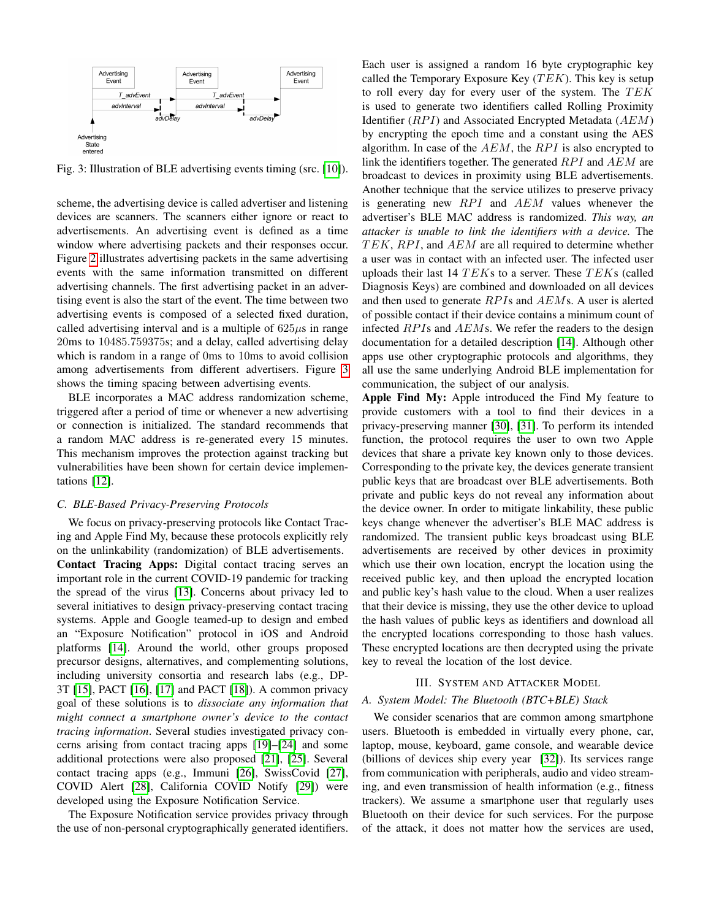Fig. 3: Illustration of BLE advertising events timing (src. [10]).

scheme, the advertising device is called advertiser and listening devices are scanners. The scanners either ignore or react to advertisements. An advertising event is defined as a time window where advertising packets and their responses occur. Figure 2 illustrates advertising packets in the same advertising events with the same information transmitted on different advertising channels. The first advertising packet in an advertising event is also the start of the event. The time between two advertising events is composed of a selected fixed duration, called advertising interval and is a multiple of $625\mu$s in range 20ms to 10485.759375s; and a delay, called advertising delay which is random in a range of 0ms to 10ms to avoid collision among advertisements from different advertisers. Figure 3 shows the timing spacing between advertising events.

BLE incorporates a MAC address randomization scheme, triggered after a period of time or whenever a new advertising or connection is initialized. The standard recommends that a random MAC address is re-generated every 15 minutes. This mechanism improves the protection against tracking but vulnerabilities have been shown for certain device implementations [12].

### C. BLE-Based Privacy-Preserving Protocols

We focus on privacy-preserving protocols like Contact Tracing and Apple Find My, because these protocols explicitly rely on the unlinkability (randomization) of BLE advertisements.

**Contact Tracing Apps:** Digital contact tracing serves an important role in the current COVID-19 pandemic for tracking the spread of the virus [13]. Concerns about privacy led to several initiatives to design privacy-preserving contact tracing systems. Apple and Google teamed-up to design and embed an "Exposure Notification" protocol in iOS and Android platforms [14]. Around the world, other groups proposed precursor designs, alternatives, and complementing solutions, including university consortia and research labs (e.g., DP-3T [15], PACT [16], [17] and PACT [18]). A common privacy goal of these solutions is to *dissociate any information that might connect a smartphone owner's device to the contact tracing information*. Several studies investigated privacy concerns arising from contact tracing apps [19]–[24] and some additional protections were also proposed [21], [25]. Several contact tracing apps (e.g., Immuni [26], SwissCovid [27], COVID Alert [28], California COVID Notify [29]) were developed using the Exposure Notification Service.

The Exposure Notification service provides privacy through the use of non-personal cryptographically generated identifiers. Each user is assigned a random 16 byte cryptographic key called the Temporary Exposure Key ($TEK$). This key is setup to roll every day for every user of the system. The $TEK$ is used to generate two identifiers called Rolling Proximity Identifier ($RPI$) and Associated Encrypted Metadata ($AEM$) by encrypting the epoch time and a constant using the AES algorithm. In case of the $AEM$, the $RPI$ is also encrypted to link the identifiers together. The generated $RPI$ and $AEM$ are broadcast to devices in proximity using BLE advertisements. Another technique that the service utilizes to preserve privacy is generating new $RPI$ and $AEM$ values whenever the advertiser's BLE MAC address is randomized. *This way, an attacker is unable to link the identifiers with a device.* The $TEK$, $RPI$, and $AEM$ are all required to determine whether a user was in contact with an infected user. The infected user uploads their last 14 $TEK$s to a server. These $TEK$s (called Diagnosis Keys) are combined and downloaded on all devices and then used to generate $RPI$s and $AEM$s. A user is alerted of possible contact if their device contains a minimum count of infected $RPI$s and $AEM$s. We refer the readers to the design documentation for a detailed description [14]. Although other apps use other cryptographic protocols and algorithms, they all use the same underlying Android BLE implementation for communication, the subject of our analysis.

**Apple Find My:** Apple introduced the Find My feature to provide customers with a tool to find their devices in a privacy-preserving manner [30], [31]. To perform its intended function, the protocol requires the user to own two Apple devices that share a private key known only to those devices. Corresponding to the private key, the devices generate transient public keys that are broadcast over BLE advertisements. Both private and public keys do not reveal any information about the device owner. In order to mitigate linkability, these public keys change whenever the advertiser's BLE MAC address is randomized. The transient public keys broadcast using BLE advertisements are received by other devices in proximity which use their own location, encrypt the location using the received public key, and then upload the encrypted location and public key's hash value to the cloud. When a user realizes that their device is missing, they use the other device to upload the hash values of public keys as identifiers and download all the encrypted locations corresponding to those hash values. These encrypted locations are then decrypted using the private key to reveal the location of the lost device.

## III. System and Attacker Model

### A. System Model: The Bluetooth (BTC+BLE) Stack

We consider scenarios that are common among smartphone users. Bluetooth is embedded in virtually every phone, car, laptop, mouse, keyboard, game console, and wearable device (billions of devices ship every year [32]). Its services range from communication with peripherals, audio and video streaming, and even transmission of health information (e.g., fitness trackers). We assume a smartphone user that regularly uses Bluetooth on their device for such services. For the purpose of the attack, it does not matter how the services are used,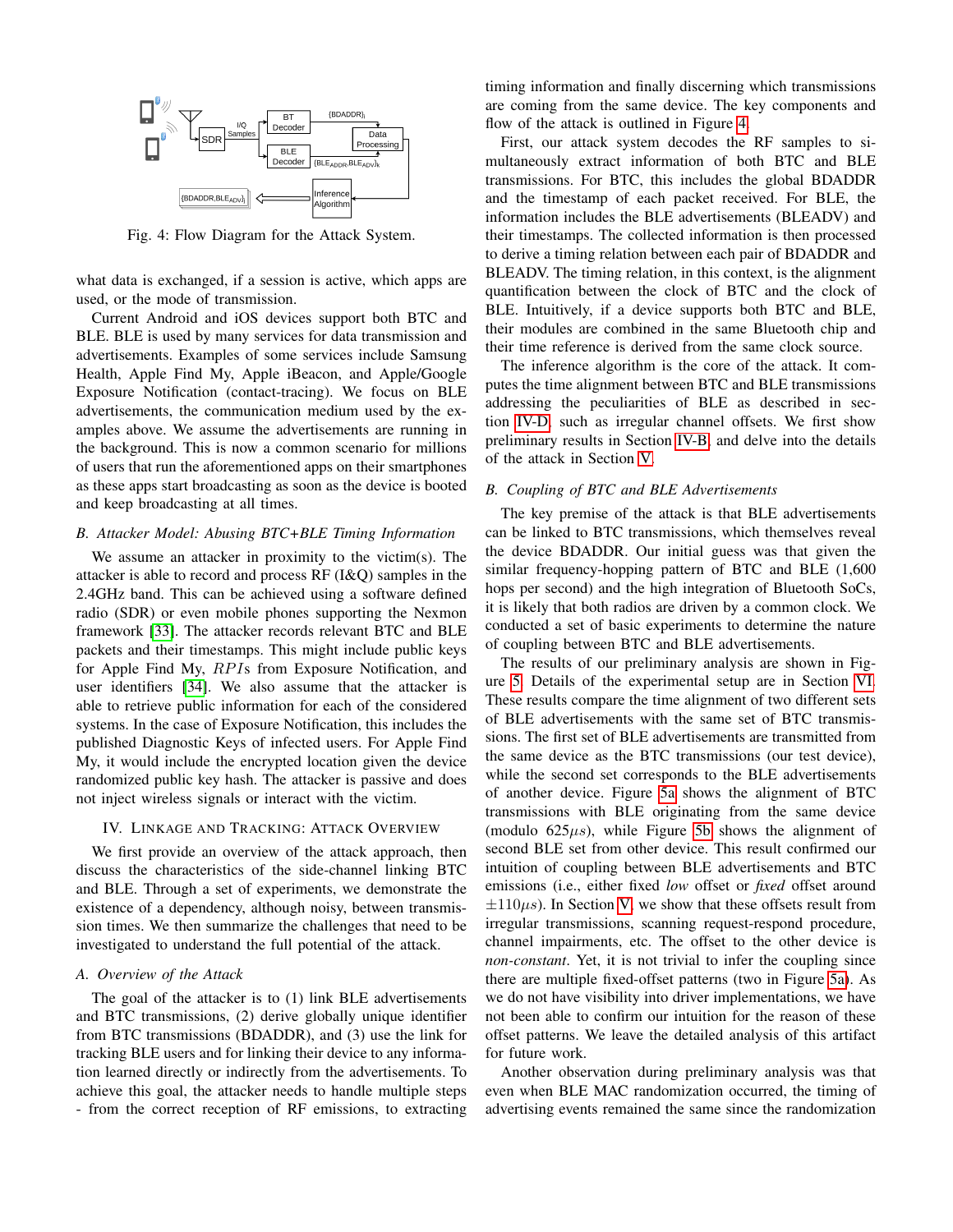Fig. 4: Flow Diagram for the Attack System.

what data is exchanged, if a session is active, which apps are used, or the mode of transmission.

Current Android and iOS devices support both BTC and BLE. BLE is used by many services for data transmission and advertisements. Examples of some services include Samsung Health, Apple Find My, Apple iBeacon, and Apple/Google Exposure Notification (contact-tracing). We focus on BLE advertisements, the communication medium used by the examples above. We assume the advertisements are running in the background. This is now a common scenario for millions of users that run the aforementioned apps on their smartphones as these apps start broadcasting as soon as the device is booted and keep broadcasting at all times.

### B. Attacker Model: Abusing BTC+BLE Timing Information

We assume an attacker in proximity to the victim(s). The attacker is able to record and process RF (I&Q) samples in the 2.4GHz band. This can be achieved using a software defined radio (SDR) or even mobile phones supporting the Nexmon framework [33]. The attacker records relevant BTC and BLE packets and their timestamps. This might include public keys for Apple Find My, $RPI$s from Exposure Notification, and user identifiers [34]. We also assume that the attacker is able to retrieve public information for each of the considered systems. In the case of Exposure Notification, this includes the published Diagnostic Keys of infected users. For Apple Find My, it would include the encrypted location given the device randomized public key hash. The attacker is passive and does not inject wireless signals or interact with the victim.

## IV. Linkage and Tracking: Attack Overview

We first provide an overview of the attack approach, then discuss the characteristics of the side-channel linking BTC and BLE. Through a set of experiments, we demonstrate the existence of a dependency, although noisy, between transmission times. We then summarize the challenges that need to be investigated to understand the full potential of the attack.

### A. Overview of the Attack

The goal of the attacker is to (1) link BLE advertisements and BTC transmissions, (2) derive globally unique identifier from BTC transmissions (BDADDR), and (3) use the link for tracking BLE users and for linking their device to any information learned directly or indirectly from the advertisements. To achieve this goal, the attacker needs to handle multiple steps - from the correct reception of RF emissions, to extracting timing information and finally discerning which transmissions are coming from the same device. The key components and flow of the attack is outlined in Figure 4.

First, our attack system decodes the RF samples to simultaneously extract information of both BTC and BLE transmissions. For BTC, this includes the global BDADDR and the timestamp of each packet received. For BLE, the information includes the BLE advertisements (BLEADV) and their timestamps. The collected information is then processed to derive a timing relation between each pair of BDADDR and BLEADV. The timing relation, in this context, is the alignment quantification between the clock of BTC and the clock of BLE. Intuitively, if a device supports both BTC and BLE, their modules are combined in the same Bluetooth chip and their time reference is derived from the same clock source.

The inference algorithm is the core of the attack. It computes the time alignment between BTC and BLE transmissions addressing the peculiarities of BLE as described in section IV-D, such as irregular channel offsets. We first show preliminary results in Section IV-B, and delve into the details of the attack in Section V.

### B. Coupling of BTC and BLE Advertisements

The key premise of the attack is that BLE advertisements can be linked to BTC transmissions, which themselves reveal the device BDADDR. Our initial guess was that given the similar frequency-hopping pattern of BTC and BLE (1,600 hops per second) and the high integration of Bluetooth SoCs, it is likely that both radios are driven by a common clock. We conducted a set of basic experiments to determine the nature of coupling between BTC and BLE advertisements.

The results of our preliminary analysis are shown in Figure 5. Details of the experimental setup are in Section VI. These results compare the time alignment of two different sets of BLE advertisements with the same set of BTC transmissions. The first set of BLE advertisements are transmitted from the same device as the BTC transmissions (our test device), while the second set corresponds to the BLE advertisements of another device. Figure 5a shows the alignment of BTC transmissions with BLE originating from the same device (modulo $625\mu s$), while Figure 5b shows the alignment of second BLE set from other device. This result confirmed our intuition of coupling between BLE advertisements and BTC emissions (i.e., either fixed *low* offset or *fixed* offset around $\pm 110\mu s$). In Section V, we show that these offsets result from irregular transmissions, scanning request-respond procedure, channel impairments, etc. The offset to the other device is *non-constant*. Yet, it is not trivial to infer the coupling since there are multiple fixed-offset patterns (two in Figure 5a). As we do not have visibility into driver implementations, we have not been able to confirm our intuition for the reason of these offset patterns. We leave the detailed analysis of this artifact for future work.

Another observation during preliminary analysis was that even when BLE MAC randomization occurred, the timing of advertising events remained the same since the randomization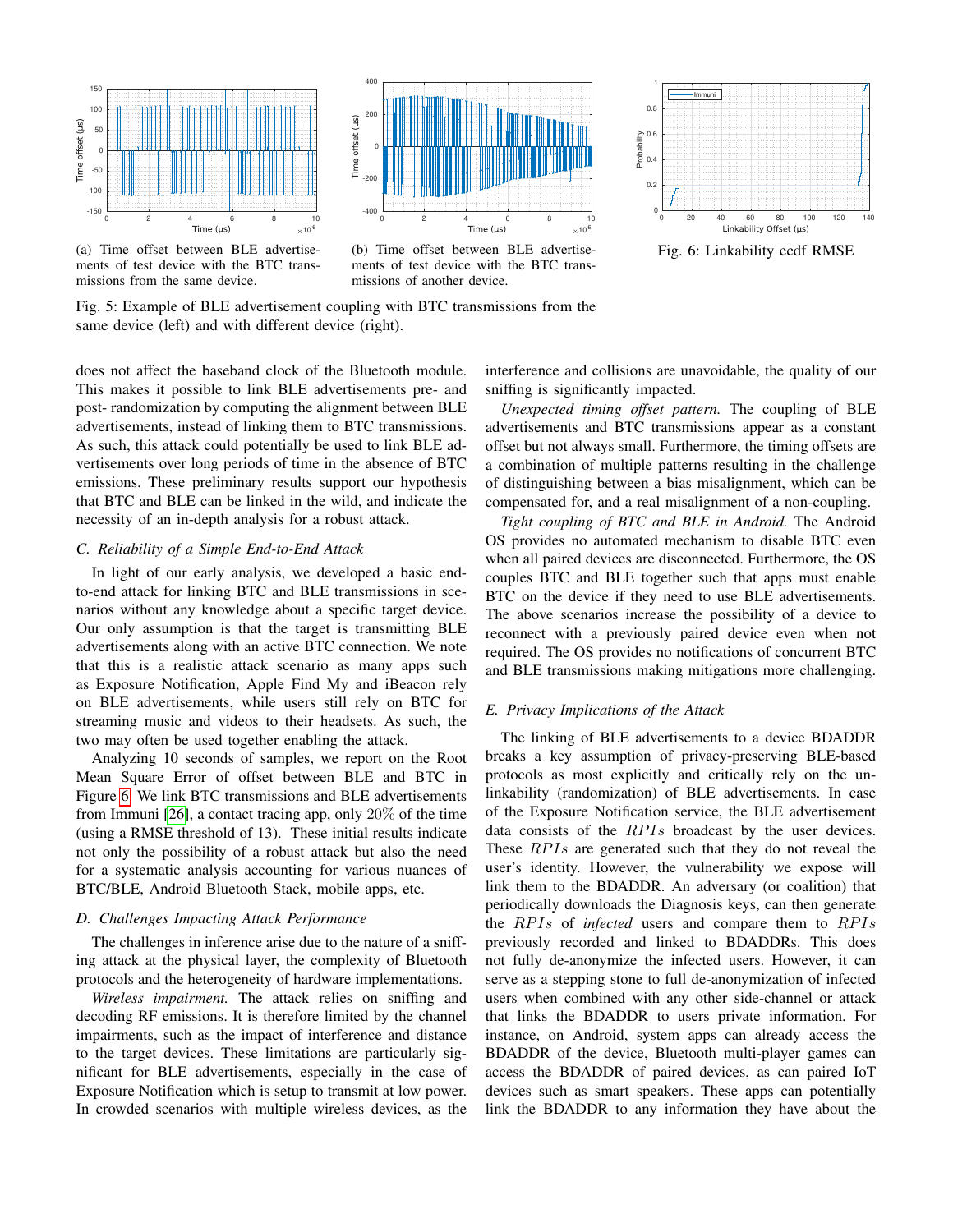(a) Time offset between BLE advertisements of test device with the BTC transmissions from the same device.

(b) Time offset between BLE advertisements of test device with the BTC transmissions of another device.

Fig. 5: Example of BLE advertisement coupling with BTC transmissions from the same device (left) and with different device (right).

Fig. 6: Linkability ecdf RMSE

does not affect the baseband clock of the Bluetooth module. This makes it possible to link BLE advertisements pre- and post- randomization by computing the alignment between BLE advertisements, instead of linking them to BTC transmissions. As such, this attack could potentially be used to link BLE advertisements over long periods of time in the absence of BTC emissions. These preliminary results support our hypothesis that BTC and BLE can be linked in the wild, and indicate the necessity of an in-depth analysis for a robust attack.

### C. Reliability of a Simple End-to-End Attack

In light of our early analysis, we developed a basic end-to-end attack for linking BTC and BLE transmissions in scenarios without any knowledge about a specific target device. Our only assumption is that the target is transmitting BLE advertisements along with an active BTC connection. We note that this is a realistic attack scenario as many apps such as Exposure Notification, Apple Find My and iBeacon rely on BLE advertisements, while users still rely on BTC for streaming music and videos to their headsets. As such, the two may often be used together enabling the attack.

Analyzing 10 seconds of samples, we report on the Root Mean Square Error of offset between BLE and BTC in Figure 6. We link BTC transmissions and BLE advertisements from Immuni [26], a contact tracing app, only $20\%$ of the time (using a RMSE threshold of 13). These initial results indicate not only the possibility of a robust attack but also the need for a systematic analysis accounting for various nuances of BTC/BLE, Android Bluetooth Stack, mobile apps, etc.

### D. Challenges Impacting Attack Performance

The challenges in inference arise due to the nature of a sniffing attack at the physical layer, the complexity of Bluetooth protocols and the heterogeneity of hardware implementations.

*Wireless impairment.* The attack relies on sniffing and decoding RF emissions. It is therefore limited by the channel impairments, such as the impact of interference and distance to the target devices. These limitations are particularly significant for BLE advertisements, especially in the case of Exposure Notification which is setup to transmit at low power. In crowded scenarios with multiple wireless devices, as the interference and collisions are unavoidable, the quality of our sniffing is significantly impacted.

*Unexpected timing offset pattern.* The coupling of BLE advertisements and BTC transmissions appear as a constant offset but not always small. Furthermore, the timing offsets are a combination of multiple patterns resulting in the challenge of distinguishing between a bias misalignment, which can be compensated for, and a real misalignment of a non-coupling.

*Tight coupling of BTC and BLE in Android.* The Android OS provides no automated mechanism to disable BTC even when all paired devices are disconnected. Furthermore, the OS couples BTC and BLE together such that apps must enable BTC on the device if they need to use BLE advertisements. The above scenarios increase the possibility of a device to reconnect with a previously paired device even when not required. The OS provides no notifications of concurrent BTC and BLE transmissions making mitigations more challenging.

### E. Privacy Implications of the Attack

The linking of BLE advertisements to a device BDADDR breaks a key assumption of privacy-preserving BLE-based protocols as most explicitly and critically rely on the unlinkability (randomization) of BLE advertisements. In case of the Exposure Notification service, the BLE advertisement data consists of the $RPIs$ broadcast by the user devices. These $RPIs$ are generated such that they do not reveal the user's identity. However, the vulnerability we expose will link them to the BDADDR. An adversary (or coalition) that periodically downloads the Diagnosis keys, can then generate the $RPIs$ of *infected* users and compare them to $RPIs$ previously recorded and linked to BDADDRs. This does not fully de-anonymize the infected users. However, it can serve as a stepping stone to full de-anonymization of infected users when combined with any other side-channel or attack that links the BDADDR to users private information. For instance, on Android, system apps can already access the BDADDR of the device, Bluetooth multi-player games can access the BDADDR of paired devices, as can paired IoT devices such as smart speakers. These apps can potentially link the BDADDR to any information they have about the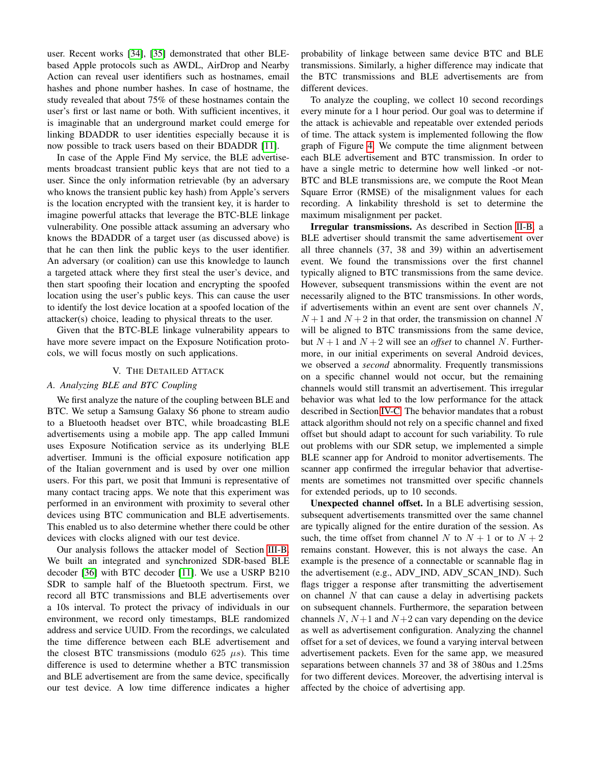user. Recent works [34], [35] demonstrated that other BLE-based Apple protocols such as AWDL, AirDrop and Nearby Action can reveal user identifiers such as hostnames, email hashes and phone number hashes. In case of hostname, the study revealed that about 75% of these hostnames contain the user's first or last name or both. With sufficient incentives, it is imaginable that an underground market could emerge for linking BDADDR to user identities especially because it is now possible to track users based on their BDADDR [11].

In case of the Apple Find My service, the BLE advertisements broadcast transient public keys that are not tied to a user. Since the only information retrievable (by an adversary who knows the transient public key hash) from Apple's servers is the location encrypted with the transient key, it is harder to imagine powerful attacks that leverage the BTC-BLE linkage vulnerability. One possible attack assuming an adversary who knows the BDADDR of a target user (as discussed above) is that he can then link the public keys to the user identifier. An adversary (or coalition) can use this knowledge to launch a targeted attack where they first steal the user's device, and then start spoofing their location and encrypting the spoofed location using the user's public keys. This can cause the user to identify the lost device location at a spoofed location of the attacker(s) choice, leading to physical threats to the user.

Given that the BTC-BLE linkage vulnerability appears to have more severe impact on the Exposure Notification protocols, we will focus mostly on such applications.

## V. The Detailed Attack

### A. Analyzing BLE and BTC Coupling

We first analyze the nature of the coupling between BLE and BTC. We setup a Samsung Galaxy S6 phone to stream audio to a Bluetooth headset over BTC, while broadcasting BLE advertisements using a mobile app. The app called Immuni uses Exposure Notification service as its underlying BLE advertiser. Immuni is the official exposure notification app of the Italian government and is used by over one million users. For this part, we posit that Immuni is representative of many contact tracing apps. We note that this experiment was performed in an environment with proximity to several other devices using BTC communication and BLE advertisements. This enabled us to also determine whether there could be other devices with clocks aligned with our test device.

Our analysis follows the attacker model of Section III-B. We built an integrated and synchronized SDR-based BLE decoder [36] with BTC decoder [11]. We use a USRP B210 SDR to sample half of the Bluetooth spectrum. First, we record all BTC transmissions and BLE advertisements over a 10s interval. To protect the privacy of individuals in our environment, we record only timestamps, BLE randomized address and service UUID. From the recordings, we calculated the time difference between each BLE advertisement and the closest BTC transmissions (modulo 625 $\mu s$). This time difference is used to determine whether a BTC transmission and BLE advertisement are from the same device, specifically our test device. A low time difference indicates a higher probability of linkage between same device BTC and BLE transmissions. Similarly, a higher difference may indicate that the BTC transmissions and BLE advertisements are from different devices.

To analyze the coupling, we collect 10 second recordings every minute for a 1 hour period. Our goal was to determine if the attack is achievable and repeatable over extended periods of time. The attack system is implemented following the flow graph of Figure 4. We compute the time alignment between each BLE advertisement and BTC transmission. In order to have a single metric to determine how well linked -or not- BTC and BLE transmissions are, we compute the Root Mean Square Error (RMSE) of the misalignment values for each recording. A linkability threshold is set to determine the maximum misalignment per packet.

**Irregular transmissions.** As described in Section II-B, a BLE advertiser should transmit the same advertisement over all three channels (37, 38 and 39) within an advertisement event. We found the transmissions over the first channel typically aligned to BTC transmissions from the same device. However, subsequent transmissions within the event are not necessarily aligned to the BTC transmissions. In other words, if advertisements within an event are sent over channels $N$, $N+1$ and $N+2$ in that order, the transmission on channel $N$ will be aligned to BTC transmissions from the same device, but $N+1$ and $N+2$ will see an *offset* to channel $N$. Furthermore, in our initial experiments on several Android devices, we observed a *second* abnormality. Frequently transmissions on a specific channel would not occur, but the remaining channels would still transmit an advertisement. This irregular behavior was what led to the low performance for the attack described in Section IV-C. The behavior mandates that a robust attack algorithm should not rely on a specific channel and fixed offset but should adapt to account for such variability. To rule out problems with our SDR setup, we implemented a simple BLE scanner app for Android to monitor advertisements. The scanner app confirmed the irregular behavior that advertisements are sometimes not transmitted over specific channels for extended periods, up to 10 seconds.

**Unexpected channel offset.** In a BLE advertising session, subsequent advertisements transmitted over the same channel are typically aligned for the entire duration of the session. As such, the time offset from channel $N$ to $N+1$ or to $N+2$ remains constant. However, this is not always the case. An example is the presence of a connectable or scannable flag in the advertisement (e.g., ADV_IND, ADV_SCAN_IND). Such flags trigger a response after transmitting the advertisement on channel $N$ that can cause a delay in advertising packets on subsequent channels. Furthermore, the separation between channels $N$, $N+1$ and $N+2$ can vary depending on the device as well as advertisement configuration. Analyzing the channel offset for a set of devices, we found a varying interval between advertisement packets. Even for the same app, we measured separations between channels 37 and 38 of 380us and 1.25ms for two different devices. Moreover, the advertising interval is affected by the choice of advertising app.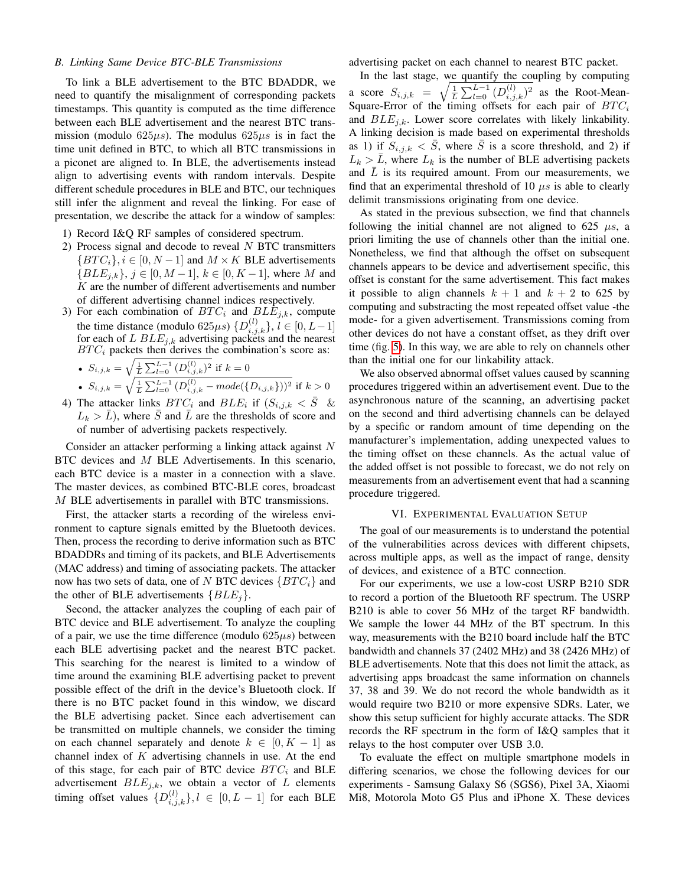### B. Linking Same Device BTC-BLE Transmissions

To link a BLE advertisement to the BTC BDADDR, we need to quantify the misalignment of corresponding packets timestamps. This quantity is computed as the time difference between each BLE advertisement and the nearest BTC transmission (modulo $625\mu s$). The modulus $625\mu s$ is in fact the time unit defined in BTC, to which all BTC transmissions in a piconet are aligned to. In BLE, the advertisements instead align to advertising events with random intervals. Despite different schedule procedures in BLE and BTC, our techniques still infer the alignment and reveal the linking. For ease of presentation, we describe the attack for a window of samples:

1) Record I&Q RF samples of considered spectrum.
2) Process signal and decode to reveal $N$ BTC transmitters $\{BTC_i\}, i \in [0, N-1]$ and $M \times K$ BLE advertisements $\{BLE_{j,k}\}$, $j \in [0, M-1]$, $k \in [0, K-1]$, where $M$ and $K$ are the number of different advertisements and number of different advertising channel indices respectively.
3) For each combination of $BTC_i$ and $BLE_{j,k}$, compute the time distance (modulo $625\mu s$) $\{D^{(l)}_{i,j,k}\}$, $l \in [0, L-1]$ for each of $L$ $BLE_{j,k}$ advertising packets and the nearest $BTC_i$ packets then derives the combination's score as:
   - $S_{i,j,k} = \sqrt{\frac{1}{L}\sum_{l=0}^{L-1}(D^{(l)}_{i,j,k})^2}$ if $k = 0$
   - $S_{i,j,k} = \sqrt{\frac{1}{L}\sum_{l=0}^{L-1}(D^{(l)}_{i,j,k} - mode(\{D_{i,j,k}\}))^2}$ if $k > 0$
4) The attacker links $BTC_i$ and $BLE_i$ if ($S_{i,j,k} < \bar{S}$ & $L_k > \bar{L}$), where $\bar{S}$ and $\bar{L}$ are the thresholds of score and of number of advertising packets respectively.

Consider an attacker performing a linking attack against $N$ BTC devices and $M$ BLE Advertisements. In this scenario, each BTC device is a master in a connection with a slave. The master devices, as combined BTC-BLE cores, broadcast $M$ BLE advertisements in parallel with BTC transmissions.

First, the attacker starts a recording of the wireless environment to capture signals emitted by the Bluetooth devices. Then, process the recording to derive information such as BTC BDADDRs and timing of its packets, and BLE Advertisements (MAC address) and timing of associating packets. The attacker now has two sets of data, one of $N$ BTC devices $\{BTC_i\}$ and the other of BLE advertisements $\{BLE_j\}$.

Second, the attacker analyzes the coupling of each pair of BTC device and BLE advertisement. To analyze the coupling of a pair, we use the time difference (modulo $625\mu s$) between each BLE advertising packet and the nearest BTC packet. This searching for the nearest is limited to a window of time around the examining BLE advertising packet to prevent possible effect of the drift in the device's Bluetooth clock. If there is no BTC packet found in this window, we discard the BLE advertising packet. Since each advertisement can be transmitted on multiple channels, we consider the timing on each channel separately and denote $k \in [0, K-1]$ as channel index of $K$ advertising channels in use. At the end of this stage, for each pair of BTC device $BTC_i$ and BLE advertisement $BLE_{j,k}$, we obtain a vector of $L$ elements timing offset values $\{D^{(l)}_{i,j,k}\}, l \in [0, L-1]$ for each BLE advertising packet on each channel to nearest BTC packet.

In the last stage, we quantify the coupling by computing a score $S_{i,j,k} = \sqrt{\frac{1}{L}\sum_{l=0}^{L-1}(D^{(l)}_{i,j,k})^2}$ as the Root-Mean-Square-Error of the timing offsets for each pair of $BTC_i$ and $BLE_{j,k}$. Lower score correlates with likely linkability. A linking decision is made based on experimental thresholds as 1) if $S_{i,j,k} < \bar{S}$, where $\bar{S}$ is a score threshold, and 2) if $L_k > \bar{L}$, where $L_k$ is the number of BLE advertising packets and $\bar{L}$ is its required amount. From our measurements, we find that an experimental threshold of 10 $\mu s$ is able to clearly delimit transmissions originating from one device.

As stated in the previous subsection, we find that channels following the initial channel are not aligned to 625 $\mu s$, a priori limiting the use of channels other than the initial one. Nonetheless, we find that although the offset on subsequent channels appears to be device and advertisement specific, this offset is constant for the same advertisement. This fact makes it possible to align channels $k+1$ and $k+2$ to 625 by computing and substracting the most repeated offset value -the mode- for a given advertisement. Transmissions coming from other devices do not have a constant offset, as they drift over time (fig. 5). In this way, we are able to rely on channels other than the initial one for our linkability attack.

We also observed abnormal offset values caused by scanning procedures triggered within an advertisement event. Due to the asynchronous nature of the scanning, an advertising packet on the second and third advertising channels can be delayed by a specific or random amount of time depending on the manufacturer's implementation, adding unexpected values to the timing offset on these channels. As the actual value of the added offset is not possible to forecast, we do not rely on measurements from an advertisement event that had a scanning procedure triggered.

## VI. Experimental Evaluation Setup

The goal of our measurements is to understand the potential of the vulnerabilities across devices with different chipsets, across multiple apps, as well as the impact of range, density of devices, and existence of a BTC connection.

For our experiments, we use a low-cost USRP B210 SDR to record a portion of the Bluetooth RF spectrum. The USRP B210 is able to cover 56 MHz of the target RF bandwidth. We sample the lower 44 MHz of the BT spectrum. In this way, measurements with the B210 board include half the BTC bandwidth and channels 37 (2402 MHz) and 38 (2426 MHz) of BLE advertisements. Note that this does not limit the attack, as advertising apps broadcast the same information on channels 37, 38 and 39. We do not record the whole bandwidth as it would require two B210 or more expensive SDRs. Later, we show this setup sufficient for highly accurate attacks. The SDR records the RF spectrum in the form of I&Q samples that it relays to the host computer over USB 3.0.

To evaluate the effect on multiple smartphone models in differing scenarios, we chose the following devices for our experiments - Samsung Galaxy S6 (SGS6), Pixel 3A, Xiaomi Mi8, Motorola Moto G5 Plus and iPhone X. These devices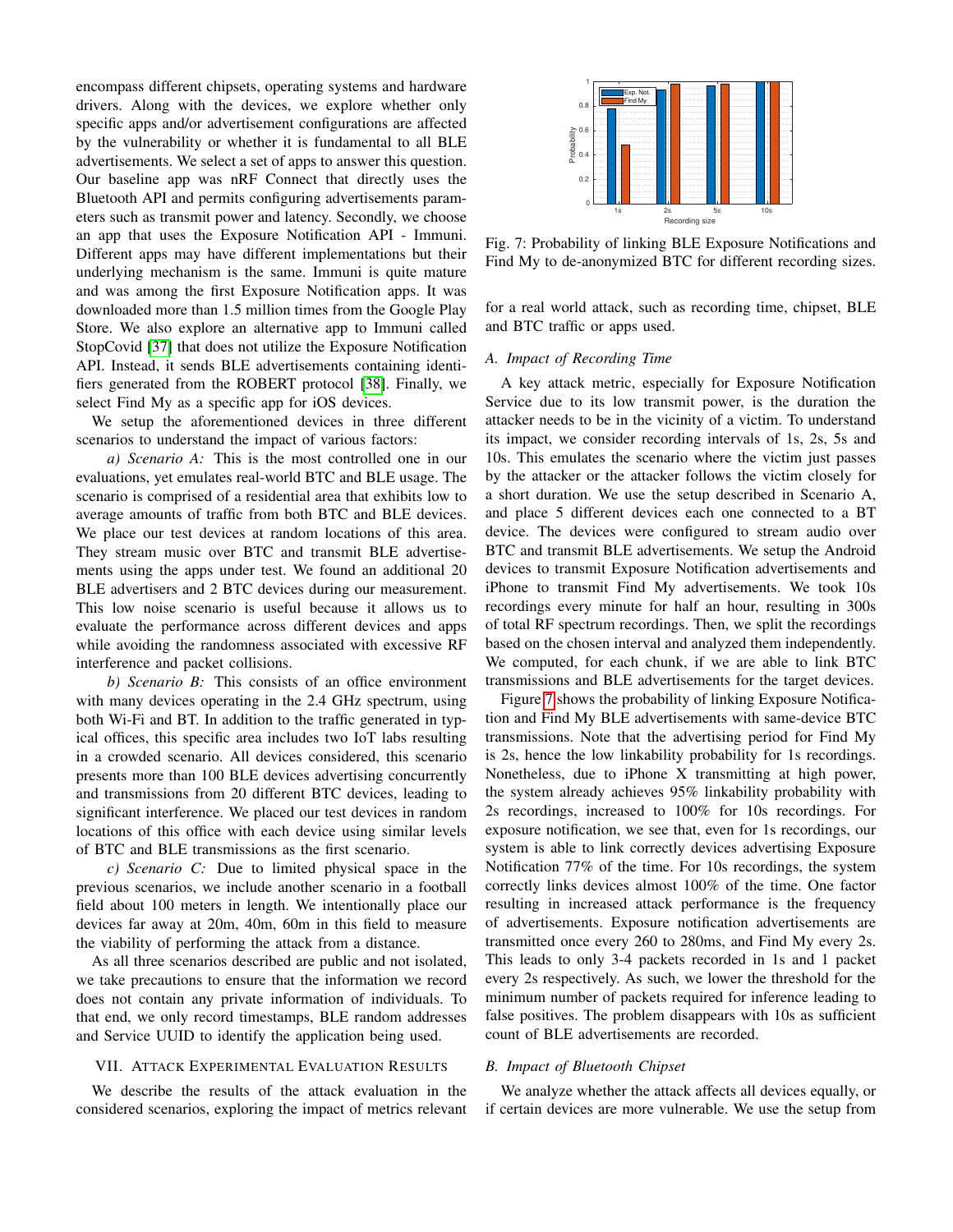encompass different chipsets, operating systems and hardware drivers. Along with the devices, we explore whether only specific apps and/or advertisement configurations are affected by the vulnerability or whether it is fundamental to all BLE advertisements. We select a set of apps to answer this question. Our baseline app was nRF Connect that directly uses the Bluetooth API and permits configuring advertisements parameters such as transmit power and latency. Secondly, we choose an app that uses the Exposure Notification API - Immuni. Different apps may have different implementations but their underlying mechanism is the same. Immuni is quite mature and was among the first Exposure Notification apps. It was downloaded more than 1.5 million times from the Google Play Store. We also explore an alternative app to Immuni called StopCovid [37] that does not utilize the Exposure Notification API. Instead, it sends BLE advertisements containing identifiers generated from the ROBERT protocol [38]. Finally, we select Find My as a specific app for iOS devices.

We setup the aforementioned devices in three different scenarios to understand the impact of various factors:

*a) Scenario A:* This is the most controlled one in our evaluations, yet emulates real-world BTC and BLE usage. The scenario is comprised of a residential area that exhibits low to average amounts of traffic from both BTC and BLE devices. We place our test devices at random locations of this area. They stream music over BTC and transmit BLE advertisements using the apps under test. We found an additional 20 BLE advertisers and 2 BTC devices during our measurement. This low noise scenario is useful because it allows us to evaluate the performance across different devices and apps while avoiding the randomness associated with excessive RF interference and packet collisions.

*b) Scenario B:* This consists of an office environment with many devices operating in the 2.4 GHz spectrum, using both Wi-Fi and BT. In addition to the traffic generated in typical offices, this specific area includes two IoT labs resulting in a crowded scenario. All devices considered, this scenario presents more than 100 BLE devices advertising concurrently and transmissions from 20 different BTC devices, leading to significant interference. We placed our test devices in random locations of this office with each device using similar levels of BTC and BLE transmissions as the first scenario.

*c) Scenario C:* Due to limited physical space in the previous scenarios, we include another scenario in a football field about 100 meters in length. We intentionally place our devices far away at 20m, 40m, 60m in this field to measure the viability of performing the attack from a distance.

As all three scenarios described are public and not isolated, we take precautions to ensure that the information we record does not contain any private information of individuals. To that end, we only record timestamps, BLE random addresses and Service UUID to identify the application being used.

## VII. Attack Experimental Evaluation Results

We describe the results of the attack evaluation in the considered scenarios, exploring the impact of metrics relevant for a real world attack, such as recording time, chipset, BLE and BTC traffic or apps used.

Fig. 7: Probability of linking BLE Exposure Notifications and Find My to de-anonymized BTC for different recording sizes.

### A. Impact of Recording Time

A key attack metric, especially for Exposure Notification Service due to its low transmit power, is the duration the attacker needs to be in the vicinity of a victim. To understand its impact, we consider recording intervals of 1s, 2s, 5s and 10s. This emulates the scenario where the victim just passes by the attacker or the attacker follows the victim closely for a short duration. We use the setup described in Scenario A, and place 5 different devices each one connected to a BT device. The devices were configured to stream audio over BTC and transmit BLE advertisements. We setup the Android devices to transmit Exposure Notification advertisements and iPhone to transmit Find My advertisements. We took 10s recordings every minute for half an hour, resulting in 300s of total RF spectrum recordings. Then, we split the recordings based on the chosen interval and analyzed them independently. We computed, for each chunk, if we are able to link BTC transmissions and BLE advertisements for the target devices.

Figure 7 shows the probability of linking Exposure Notification and Find My BLE advertisements with same-device BTC transmissions. Note that the advertising period for Find My is 2s, hence the low linkability probability for 1s recordings. Nonetheless, due to iPhone X transmitting at high power, the system already achieves 95% linkability probability with 2s recordings, increased to 100% for 10s recordings. For exposure notification, we see that, even for 1s recordings, our system is able to link correctly devices advertising Exposure Notification 77% of the time. For 10s recordings, the system correctly links devices almost 100% of the time. One factor resulting in increased attack performance is the frequency of advertisements. Exposure notification advertisements are transmitted once every 260 to 280ms, and Find My every 2s. This leads to only 3-4 packets recorded in 1s and 1 packet every 2s respectively. As such, we lower the threshold for the minimum number of packets required for inference leading to false positives. The problem disappears with 10s as sufficient count of BLE advertisements are recorded.

### B. Impact of Bluetooth Chipset

We analyze whether the attack affects all devices equally, or if certain devices are more vulnerable. We use the setup from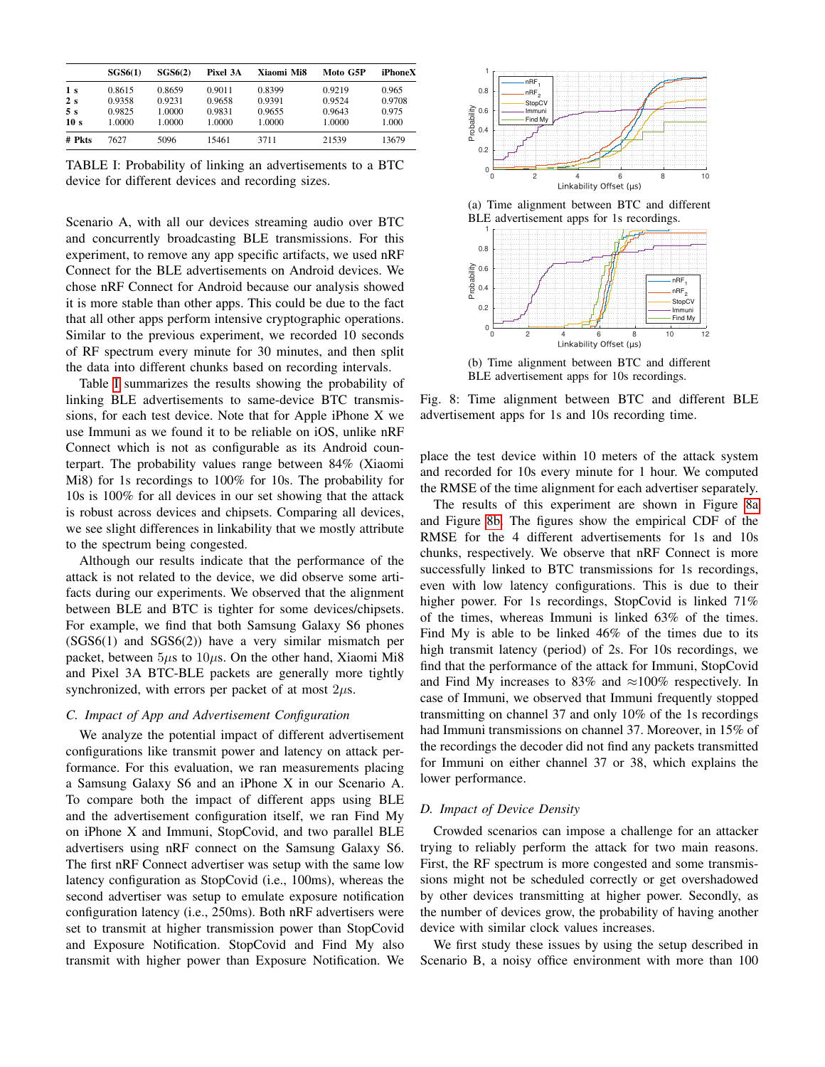|  | SGS6(1) | SGS6(2) | Pixel 3A | Xiaomi Mi8 | Moto G5P | iPhoneX |
|---|---|---|---|---|---|---|
| **1 s** | 0.8615 | 0.8659 | 0.9011 | 0.8399 | 0.9219 | 0.965 |
| **2 s** | 0.9358 | 0.9231 | 0.9658 | 0.9391 | 0.9524 | 0.9708 |
| **5 s** | 0.9825 | 1.0000 | 0.9831 | 0.9655 | 0.9643 | 0.975 |
| **10 s** | 1.0000 | 1.0000 | 1.0000 | 1.0000 | 1.0000 | 1.000 |
| **# Pkts** | 7627 | 5096 | 15461 | 3711 | 21539 | 13679 |

TABLE I: Probability of linking an advertisements to a BTC device for different devices and recording sizes.

Scenario A, with all our devices streaming audio over BTC and concurrently broadcasting BLE transmissions. For this experiment, to remove any app specific artifacts, we used nRF Connect for the BLE advertisements on Android devices. We chose nRF Connect for Android because our analysis showed it is more stable than other apps. This could be due to the fact that all other apps perform intensive cryptographic operations. Similar to the previous experiment, we recorded 10 seconds of RF spectrum every minute for 30 minutes, and then split the data into different chunks based on recording intervals.

Table I summarizes the results showing the probability of linking BLE advertisements to same-device BTC transmissions, for each test device. Note that for Apple iPhone X we use Immuni as we found it to be reliable on iOS, unlike nRF Connect which is not as configurable as its Android counterpart. The probability values range between 84% (Xiaomi Mi8) for 1s recordings to 100% for 10s. The probability for 10s is 100% for all devices in our set showing that the attack is robust across devices and chipsets. Comparing all devices, we see slight differences in linkability that we mostly attribute to the spectrum being congested.

Although our results indicate that the performance of the attack is not related to the device, we did observe some artifacts during our experiments. We observed that the alignment between BLE and BTC is tighter for some devices/chipsets. For example, we find that both Samsung Galaxy S6 phones (SGS6(1) and SGS6(2)) have a very similar mismatch per packet, between $5\mu$s to $10\mu$s. On the other hand, Xiaomi Mi8 and Pixel 3A BTC-BLE packets are generally more tightly synchronized, with errors per packet of at most $2\mu$s.

### C. Impact of App and Advertisement Configuration

We analyze the potential impact of different advertisement configurations like transmit power and latency on attack performance. For this evaluation, we ran measurements placing a Samsung Galaxy S6 and an iPhone X in our Scenario A. To compare both the impact of different apps using BLE and the advertisement configuration itself, we ran Find My on iPhone X and Immuni, StopCovid, and two parallel BLE advertisers using nRF connect on the Samsung Galaxy S6. The first nRF Connect advertiser was setup with the same low latency configuration as StopCovid (i.e., 100ms), whereas the second advertiser was setup to emulate exposure notification configuration latency (i.e., 250ms). Both nRF advertisers were set to transmit at higher transmission power than StopCovid and Exposure Notification. StopCovid and Find My also transmit with higher power than Exposure Notification. We place the test device within 10 meters of the attack system and recorded for 10s every minute for 1 hour. We computed the RMSE of the time alignment for each advertiser separately.

(a) Time alignment between BTC and different BLE advertisement apps for 1s recordings.

(b) Time alignment between BTC and different BLE advertisement apps for 10s recordings.

Fig. 8: Time alignment between BTC and different BLE advertisement apps for 1s and 10s recording time.

The results of this experiment are shown in Figure 8a and Figure 8b. The figures show the empirical CDF of the RMSE for the 4 different advertisements for 1s and 10s chunks, respectively. We observe that nRF Connect is more successfully linked to BTC transmissions for 1s recordings, even with low latency configurations. This is due to their higher power. For 1s recordings, StopCovid is linked 71% of the times, whereas Immuni is linked 63% of the times. Find My is able to be linked 46% of the times due to its high transmit latency (period) of 2s. For 10s recordings, we find that the performance of the attack for Immuni, StopCovid and Find My increases to 83% and ≈100% respectively. In case of Immuni, we observed that Immuni frequently stopped transmitting on channel 37 and only 10% of the 1s recordings had Immuni transmissions on channel 37. Moreover, in 15% of the recordings the decoder did not find any packets transmitted for Immuni on either channel 37 or 38, which explains the lower performance.

### D. Impact of Device Density

Crowded scenarios can impose a challenge for an attacker trying to reliably perform the attack for two main reasons. First, the RF spectrum is more congested and some transmissions might not be scheduled correctly or get overshadowed by other devices transmitting at higher power. Secondly, as the number of devices grow, the probability of having another device with similar clock values increases.

We first study these issues by using the setup described in Scenario B, a noisy office environment with more than 100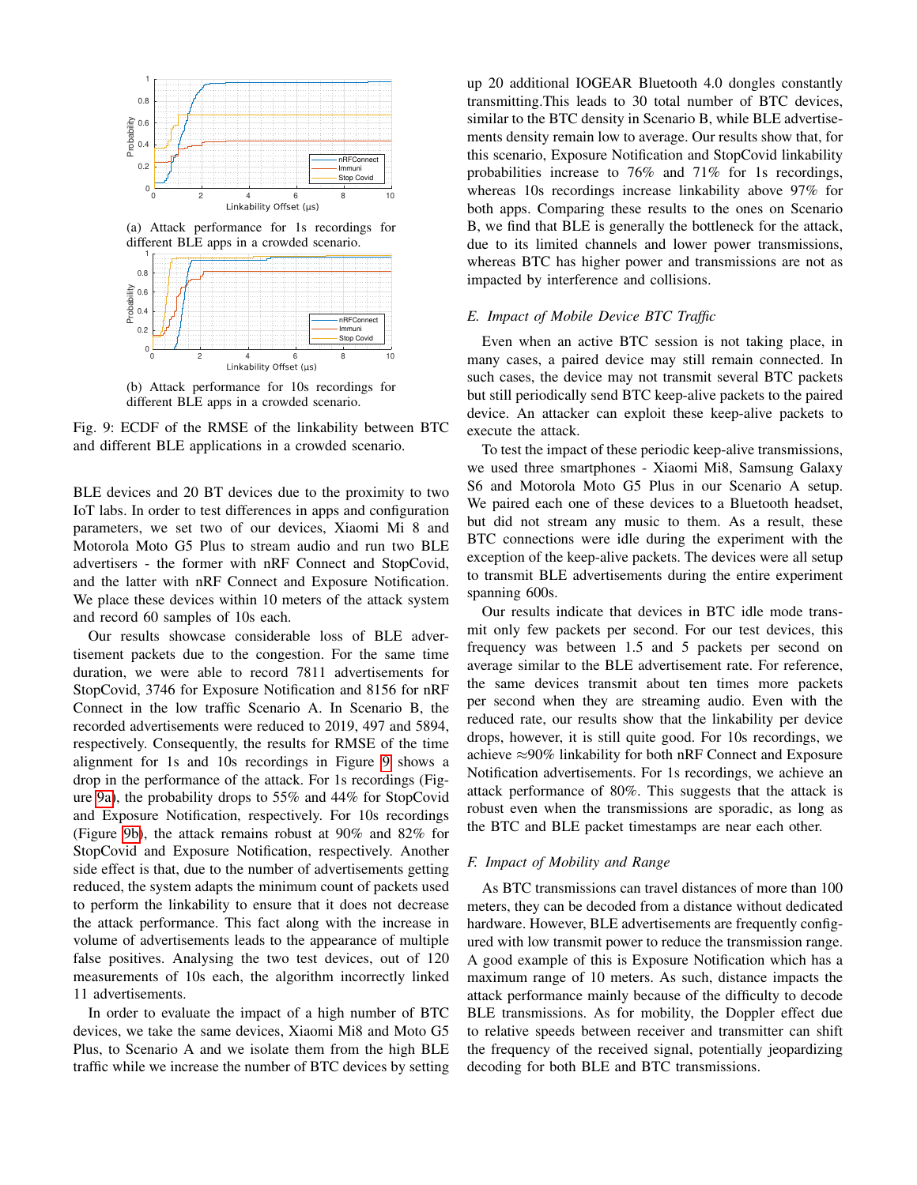(a) Attack performance for 1s recordings for different BLE apps in a crowded scenario.

(b) Attack performance for 10s recordings for different BLE apps in a crowded scenario.

Fig. 9: ECDF of the RMSE of the linkability between BTC and different BLE applications in a crowded scenario.

BLE devices and 20 BT devices due to the proximity to two IoT labs. In order to test differences in apps and configuration parameters, we set two of our devices, Xiaomi Mi 8 and Motorola Moto G5 Plus to stream audio and run two BLE advertisers - the former with nRF Connect and StopCovid, and the latter with nRF Connect and Exposure Notification. We place these devices within 10 meters of the attack system and record 60 samples of 10s each.

Our results showcase considerable loss of BLE advertisement packets due to the congestion. For the same time duration, we were able to record 7811 advertisements for StopCovid, 3746 for Exposure Notification and 8156 for nRF Connect in the low traffic Scenario A. In Scenario B, the recorded advertisements were reduced to 2019, 497 and 5894, respectively. Consequently, the results for RMSE of the time alignment for 1s and 10s recordings in Figure 9 shows a drop in the performance of the attack. For 1s recordings (Figure 9a), the probability drops to 55% and 44% for StopCovid and Exposure Notification, respectively. For 10s recordings (Figure 9b), the attack remains robust at 90% and 82% for StopCovid and Exposure Notification, respectively. Another side effect is that, due to the number of advertisements getting reduced, the system adapts the minimum count of packets used to perform the linkability to ensure that it does not decrease the attack performance. This fact along with the increase in volume of advertisements leads to the appearance of multiple false positives. Analysing the two test devices, out of 120 measurements of 10s each, the algorithm incorrectly linked 11 advertisements.

In order to evaluate the impact of a high number of BTC devices, we take the same devices, Xiaomi Mi8 and Moto G5 Plus, to Scenario A and we isolate them from the high BLE traffic while we increase the number of BTC devices by setting up 20 additional IOGEAR Bluetooth 4.0 dongles constantly transmitting.This leads to 30 total number of BTC devices, similar to the BTC density in Scenario B, while BLE advertisements density remain low to average. Our results show that, for this scenario, Exposure Notification and StopCovid linkability probabilities increase to 76% and 71% for 1s recordings, whereas 10s recordings increase linkability above 97% for both apps. Comparing these results to the ones on Scenario B, we find that BLE is generally the bottleneck for the attack, due to its limited channels and lower power transmissions, whereas BTC has higher power and transmissions are not as impacted by interference and collisions.

### *E. Impact of Mobile Device BTC Traffic*

Even when an active BTC session is not taking place, in many cases, a paired device may still remain connected. In such cases, the device may not transmit several BTC packets but still periodically send BTC keep-alive packets to the paired device. An attacker can exploit these keep-alive packets to execute the attack.

To test the impact of these periodic keep-alive transmissions, we used three smartphones - Xiaomi Mi8, Samsung Galaxy S6 and Motorola Moto G5 Plus in our Scenario A setup. We paired each one of these devices to a Bluetooth headset, but did not stream any music to them. As a result, these BTC connections were idle during the experiment with the exception of the keep-alive packets. The devices were all setup to transmit BLE advertisements during the entire experiment spanning 600s.

Our results indicate that devices in BTC idle mode transmit only few packets per second. For our test devices, this frequency was between 1.5 and 5 packets per second on average similar to the BLE advertisement rate. For reference, the same devices transmit about ten times more packets per second when they are streaming audio. Even with the reduced rate, our results show that the linkability per device drops, however, it is still quite good. For 10s recordings, we achieve ≈90% linkability for both nRF Connect and Exposure Notification advertisements. For 1s recordings, we achieve an attack performance of 80%. This suggests that the attack is robust even when the transmissions are sporadic, as long as the BTC and BLE packet timestamps are near each other.

### *F. Impact of Mobility and Range*

As BTC transmissions can travel distances of more than 100 meters, they can be decoded from a distance without dedicated hardware. However, BLE advertisements are frequently configured with low transmit power to reduce the transmission range. A good example of this is Exposure Notification which has a maximum range of 10 meters. As such, distance impacts the attack performance mainly because of the difficulty to decode BLE transmissions. As for mobility, the Doppler effect due to relative speeds between receiver and transmitter can shift the frequency of the received signal, potentially jeopardizing decoding for both BLE and BTC transmissions.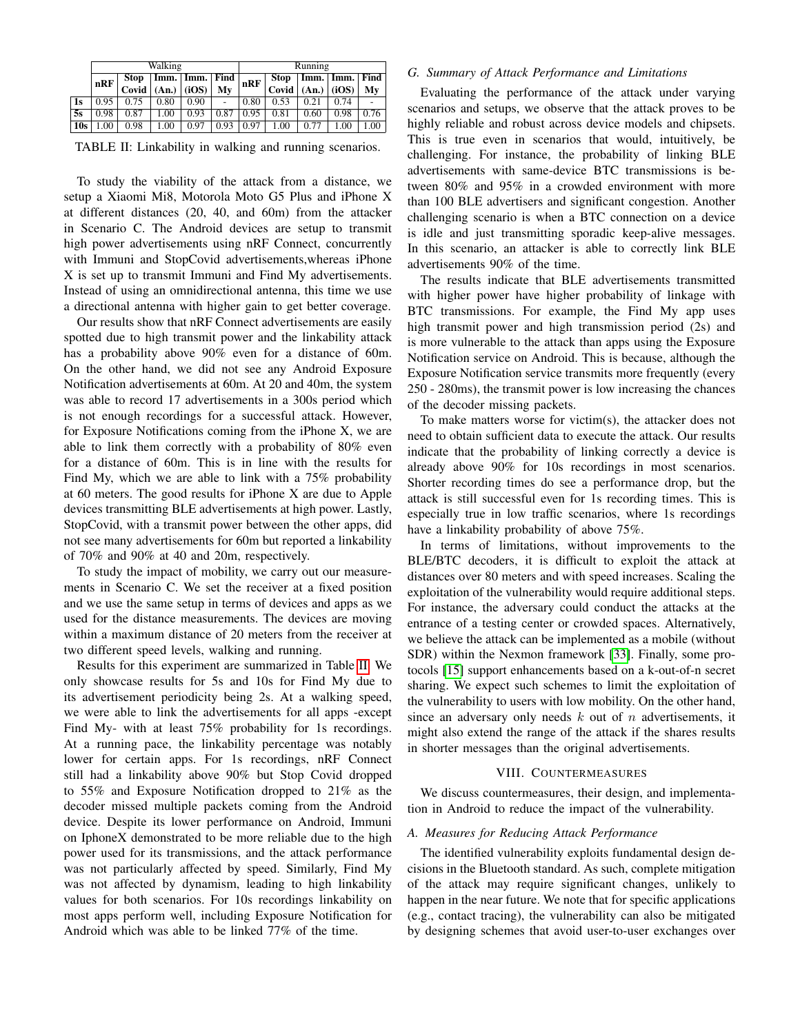|  | Walking | | | | | Running | | | | |
|---|---|---|---|---|---|---|---|---|---|---|
|  | nRF | Stop Covid | Imm. (An.) | Imm. (iOS) | Find My | nRF | Stop Covid | Imm. (An.) | Imm. (iOS) | Find My |
| 1s | 0.95 | 0.75 | 0.80 | 0.90 | - | 0.80 | 0.53 | 0.21 | 0.74 | - |
| 5s | 0.98 | 0.87 | 1.00 | 0.93 | 0.87 | 0.95 | 0.81 | 0.60 | 0.98 | 0.76 |
| 10s | 1.00 | 0.98 | 1.00 | 0.97 | 0.93 | 0.97 | 1.00 | 0.77 | 1.00 | 1.00 |

TABLE II: Linkability in walking and running scenarios.

To study the viability of the attack from a distance, we setup a Xiaomi Mi8, Motorola Moto G5 Plus and iPhone X at different distances (20, 40, and 60m) from the attacker in Scenario C. The Android devices are setup to transmit high power advertisements using nRF Connect, concurrently with Immuni and StopCovid advertisements,whereas iPhone X is set up to transmit Immuni and Find My advertisements. Instead of using an omnidirectional antenna, this time we use a directional antenna with higher gain to get better coverage.

Our results show that nRF Connect advertisements are easily spotted due to high transmit power and the linkability attack has a probability above 90% even for a distance of 60m. On the other hand, we did not see any Android Exposure Notification advertisements at 60m. At 20 and 40m, the system was able to record 17 advertisements in a 300s period which is not enough recordings for a successful attack. However, for Exposure Notifications coming from the iPhone X, we are able to link them correctly with a probability of 80% even for a distance of 60m. This is in line with the results for Find My, which we are able to link with a 75% probability at 60 meters. The good results for iPhone X are due to Apple devices transmitting BLE advertisements at high power. Lastly, StopCovid, with a transmit power between the other apps, did not see many advertisements for 60m but reported a linkability of 70% and 90% at 40 and 20m, respectively.

To study the impact of mobility, we carry out our measurements in Scenario C. We set the receiver at a fixed position and we use the same setup in terms of devices and apps as we used for the distance measurements. The devices are moving within a maximum distance of 20 meters from the receiver at two different speed levels, walking and running.

Results for this experiment are summarized in Table II. We only showcase results for 5s and 10s for Find My due to its advertisement periodicity being 2s. At a walking speed, we were able to link the advertisements for all apps -except Find My- with at least 75% probability for 1s recordings. At a running pace, the linkability percentage was notably lower for certain apps. For 1s recordings, nRF Connect still had a linkability above 90% but Stop Covid dropped to 55% and Exposure Notification dropped to 21% as the decoder missed multiple packets coming from the Android device. Despite its lower performance on Android, Immuni on IphoneX demonstrated to be more reliable due to the high power used for its transmissions, and the attack performance was not particularly affected by speed. Similarly, Find My was not affected by dynamism, leading to high linkability values for both scenarios. For 10s recordings linkability on most apps perform well, including Exposure Notification for Android which was able to be linked 77% of the time.

### G. Summary of Attack Performance and Limitations

Evaluating the performance of the attack under varying scenarios and setups, we observe that the attack proves to be highly reliable and robust across device models and chipsets. This is true even in scenarios that would, intuitively, be challenging. For instance, the probability of linking BLE advertisements with same-device BTC transmissions is between 80% and 95% in a crowded environment with more than 100 BLE advertisers and significant congestion. Another challenging scenario is when a BTC connection on a device is idle and just transmitting sporadic keep-alive messages. In this scenario, an attacker is able to correctly link BLE advertisements 90% of the time.

The results indicate that BLE advertisements transmitted with higher power have higher probability of linkage with BTC transmissions. For example, the Find My app uses high transmit power and high transmission period (2s) and is more vulnerable to the attack than apps using the Exposure Notification service on Android. This is because, although the Exposure Notification service transmits more frequently (every 250 - 280ms), the transmit power is low increasing the chances of the decoder missing packets.

To make matters worse for victim(s), the attacker does not need to obtain sufficient data to execute the attack. Our results indicate that the probability of linking correctly a device is already above 90% for 10s recordings in most scenarios. Shorter recording times do see a performance drop, but the attack is still successful even for 1s recording times. This is especially true in low traffic scenarios, where 1s recordings have a linkability probability of above 75%.

In terms of limitations, without improvements to the BLE/BTC decoders, it is difficult to exploit the attack at distances over 80 meters and with speed increases. Scaling the exploitation of the vulnerability would require additional steps. For instance, the adversary could conduct the attacks at the entrance of a testing center or crowded spaces. Alternatively, we believe the attack can be implemented as a mobile (without SDR) within the Nexmon framework [33]. Finally, some protocols [15] support enhancements based on a k-out-of-n secret sharing. We expect such schemes to limit the exploitation of the vulnerability to users with low mobility. On the other hand, since an adversary only needs $k$ out of $n$ advertisements, it might also extend the range of the attack if the shares results in shorter messages than the original advertisements.

## VIII. Countermeasures

We discuss countermeasures, their design, and implementation in Android to reduce the impact of the vulnerability.

### A. Measures for Reducing Attack Performance

The identified vulnerability exploits fundamental design decisions in the Bluetooth standard. As such, complete mitigation of the attack may require significant changes, unlikely to happen in the near future. We note that for specific applications (e.g., contact tracing), the vulnerability can also be mitigated by designing schemes that avoid user-to-user exchanges over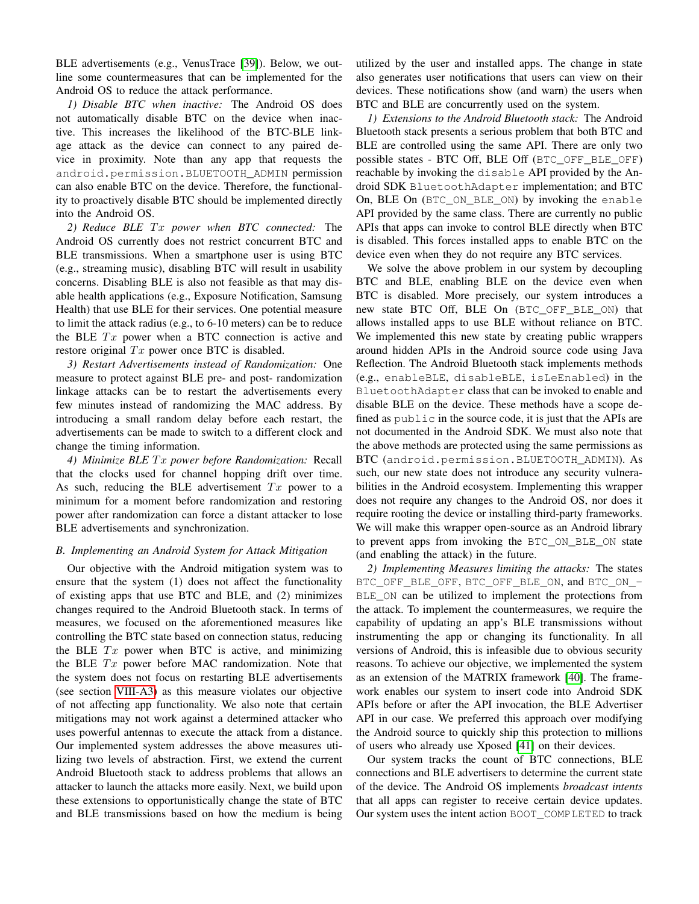BLE advertisements (e.g., VenusTrace [39]). Below, we outline some countermeasures that can be implemented for the Android OS to reduce the attack performance.

*1) Disable BTC when inactive:* The Android OS does not automatically disable BTC on the device when inactive. This increases the likelihood of the BTC-BLE linkage attack as the device can connect to any paired device in proximity. Note than any app that requests the `android.permission.BLUETOOTH_ADMIN` permission can also enable BTC on the device. Therefore, the functionality to proactively disable BTC should be implemented directly into the Android OS.

*2) Reduce BLE $Tx$ power when BTC connected:* The Android OS currently does not restrict concurrent BTC and BLE transmissions. When a smartphone user is using BTC (e.g., streaming music), disabling BTC will result in usability concerns. Disabling BLE is also not feasible as that may disable health applications (e.g., Exposure Notification, Samsung Health) that use BLE for their services. One potential measure to limit the attack radius (e.g., to 6-10 meters) can be to reduce the BLE $Tx$ power when a BTC connection is active and restore original $Tx$ power once BTC is disabled.

*3) Restart Advertisements instead of Randomization:* One measure to protect against BLE pre- and post- randomization linkage attacks can be to restart the advertisements every few minutes instead of randomizing the MAC address. By introducing a small random delay before each restart, the advertisements can be made to switch to a different clock and change the timing information.

*4) Minimize BLE $Tx$ power before Randomization:* Recall that the clocks used for channel hopping drift over time. As such, reducing the BLE advertisement $Tx$ power to a minimum for a moment before randomization and restoring power after randomization can force a distant attacker to lose BLE advertisements and synchronization.

### B. Implementing an Android System for Attack Mitigation

Our objective with the Android mitigation system was to ensure that the system (1) does not affect the functionality of existing apps that use BTC and BLE, and (2) minimizes changes required to the Android Bluetooth stack. In terms of measures, we focused on the aforementioned measures like controlling the BTC state based on connection status, reducing the BLE $Tx$ power when BTC is active, and minimizing the BLE $Tx$ power before MAC randomization. Note that the system does not focus on restarting BLE advertisements (see section VIII-A3) as this measure violates our objective of not affecting app functionality. We also note that certain mitigations may not work against a determined attacker who uses powerful antennas to execute the attack from a distance. Our implemented system addresses the above measures utilizing two levels of abstraction. First, we extend the current Android Bluetooth stack to address problems that allows an attacker to launch the attacks more easily. Next, we build upon these extensions to opportunistically change the state of BTC and BLE transmissions based on how the medium is being utilized by the user and installed apps. The change in state also generates user notifications that users can view on their devices. These notifications show (and warn) the users when BTC and BLE are concurrently used on the system.

*1) Extensions to the Android Bluetooth stack:* The Android Bluetooth stack presents a serious problem that both BTC and BLE are controlled using the same API. There are only two possible states - BTC Off, BLE Off (`BTC_OFF_BLE_OFF`) reachable by invoking the `disable` API provided by the Android SDK `BluetoothAdapter` implementation; and BTC On, BLE On (`BTC_ON_BLE_ON`) by invoking the `enable` API provided by the same class. There are currently no public APIs that apps can invoke to control BLE directly when BTC is disabled. This forces installed apps to enable BTC on the device even when they do not require any BTC services.

We solve the above problem in our system by decoupling BTC and BLE, enabling BLE on the device even when BTC is disabled. More precisely, our system introduces a new state BTC Off, BLE On (`BTC_OFF_BLE_ON`) that allows installed apps to use BLE without reliance on BTC. We implemented this new state by creating public wrappers around hidden APIs in the Android source code using Java Reflection. The Android Bluetooth stack implements methods (e.g., `enableBLE`, `disableBLE`, `isLeEnabled`) in the `BluetoothAdapter` class that can be invoked to enable and disable BLE on the device. These methods have a scope defined as `public` in the source code, it is just that the APIs are not documented in the Android SDK. We must also note that the above methods are protected using the same permissions as BTC (`android.permission.BLUETOOTH_ADMIN`). As such, our new state does not introduce any security vulnerabilities in the Android ecosystem. Implementing this wrapper does not require any changes to the Android OS, nor does it require rooting the device or installing third-party frameworks. We will make this wrapper open-source as an Android library to prevent apps from invoking the `BTC_ON_BLE_ON` state (and enabling the attack) in the future.

*2) Implementing Measures limiting the attacks:* The states `BTC_OFF_BLE_OFF`, `BTC_OFF_BLE_ON`, and `BTC_ON_BLE_ON` can be utilized to implement the protections from the attack. To implement the countermeasures, we require the capability of updating an app's BLE transmissions without instrumenting the app or changing its functionality. In all versions of Android, this is infeasible due to obvious security reasons. To achieve our objective, we implemented the system as an extension of the MATRIX framework [40]. The framework enables our system to insert code into Android SDK APIs before or after the API invocation, the BLE Advertiser API in our case. We preferred this approach over modifying the Android source to quickly ship this protection to millions of users who already use Xposed [41] on their devices.

Our system tracks the count of BTC connections, BLE connections and BLE advertisers to determine the current state of the device. The Android OS implements *broadcast intents* that all apps can register to receive certain device updates. Our system uses the intent action `BOOT_COMPLETED` to track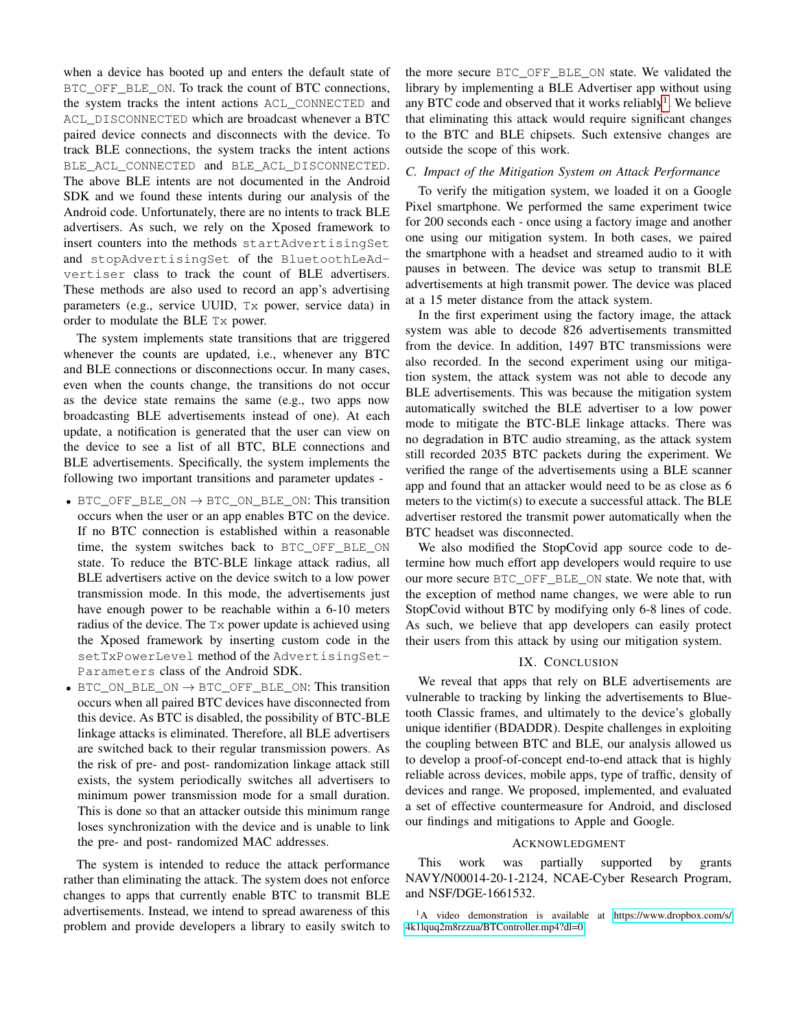when a device has booted up and enters the default state of BTC_OFF_BLE_ON. To track the count of BTC connections, the system tracks the intent actions ACL_CONNECTED and ACL_DISCONNECTED which are broadcast whenever a BTC paired device connects and disconnects with the device. To track BLE connections, the system tracks the intent actions BLE_ACL_CONNECTED and BLE_ACL_DISCONNECTED. The above BLE intents are not documented in the Android SDK and we found these intents during our analysis of the Android code. Unfortunately, there are no intents to track BLE advertisers. As such, we rely on the Xposed framework to insert counters into the methods startAdvertisingSet and stopAdvertisingSet of the BluetoothLeAdvertiser class to track the count of BLE advertisers. These methods are also used to record an app's advertising parameters (e.g., service UUID, Tx power, service data) in order to modulate the BLE Tx power.

The system implements state transitions that are triggered whenever the counts are updated, i.e., whenever any BTC and BLE connections or disconnections occur. In many cases, even when the counts change, the transitions do not occur as the device state remains the same (e.g., two apps now broadcasting BLE advertisements instead of one). At each update, a notification is generated that the user can view on the device to see a list of all BTC, BLE connections and BLE advertisements. Specifically, the system implements the following two important transitions and parameter updates -

- BTC_OFF_BLE_ON → BTC_ON_BLE_ON: This transition occurs when the user or an app enables BTC on the device. If no BTC connection is established within a reasonable time, the system switches back to BTC_OFF_BLE_ON state. To reduce the BTC-BLE linkage attack radius, all BLE advertisers active on the device switch to a low power transmission mode. In this mode, the advertisements just have enough power to be reachable within a 6-10 meters radius of the device. The Tx power update is achieved using the Xposed framework by inserting custom code in the setTxPowerLevel method of the AdvertisingSetParameters class of the Android SDK.
- BTC_ON_BLE_ON → BTC_OFF_BLE_ON: This transition occurs when all paired BTC devices have disconnected from this device. As BTC is disabled, the possibility of BTC-BLE linkage attacks is eliminated. Therefore, all BLE advertisers are switched back to their regular transmission powers. As the risk of pre- and post- randomization linkage attack still exists, the system periodically switches all advertisers to minimum power transmission mode for a small duration. This is done so that an attacker outside this minimum range loses synchronization with the device and is unable to link the pre- and post- randomized MAC addresses.

The system is intended to reduce the attack performance rather than eliminating the attack. The system does not enforce changes to apps that currently enable BTC to transmit BLE advertisements. Instead, we intend to spread awareness of this problem and provide developers a library to easily switch to the more secure BTC_OFF_BLE_ON state. We validated the library by implementing a BLE Advertiser app without using any BTC code and observed that it works reliably[1]. We believe that eliminating this attack would require significant changes to the BTC and BLE chipsets. Such extensive changes are outside the scope of this work.

### C. Impact of the Mitigation System on Attack Performance

To verify the mitigation system, we loaded it on a Google Pixel smartphone. We performed the same experiment twice for 200 seconds each - once using a factory image and another one using our mitigation system. In both cases, we paired the smartphone with a headset and streamed audio to it with pauses in between. The device was setup to transmit BLE advertisements at high transmit power. The device was placed at a 15 meter distance from the attack system.

In the first experiment using the factory image, the attack system was able to decode 826 advertisements transmitted from the device. In addition, 1497 BTC transmissions were also recorded. In the second experiment using our mitigation system, the attack system was not able to decode any BLE advertisements. This was because the mitigation system automatically switched the BLE advertiser to a low power mode to mitigate the BTC-BLE linkage attacks. There was no degradation in BTC audio streaming, as the attack system still recorded 2035 BTC packets during the experiment. We verified the range of the advertisements using a BLE scanner app and found that an attacker would need to be as close as 6 meters to the victim(s) to execute a successful attack. The BLE advertiser restored the transmit power automatically when the BTC headset was disconnected.

We also modified the StopCovid app source code to determine how much effort app developers would require to use our more secure BTC_OFF_BLE_ON state. We note that, with the exception of method name changes, we were able to run StopCovid without BTC by modifying only 6-8 lines of code. As such, we believe that app developers can easily protect their users from this attack by using our mitigation system.

## IX. Conclusion

We reveal that apps that rely on BLE advertisements are vulnerable to tracking by linking the advertisements to Bluetooth Classic frames, and ultimately to the device's globally unique identifier (BDADDR). Despite challenges in exploiting the coupling between BTC and BLE, our analysis allowed us to develop a proof-of-concept end-to-end attack that is highly reliable across devices, mobile apps, type of traffic, density of devices and range. We proposed, implemented, and evaluated a set of effective countermeasure for Android, and disclosed our findings and mitigations to Apple and Google.

## Acknowledgment

This work was partially supported by grants NAVY/N00014-20-1-2124, NCAE-Cyber Research Program, and NSF/DGE-1661532.

[1] A video demonstration is available at https://www.dropbox.com/s/4k1lquq2m8rzzua/BTController.mp4?dl=0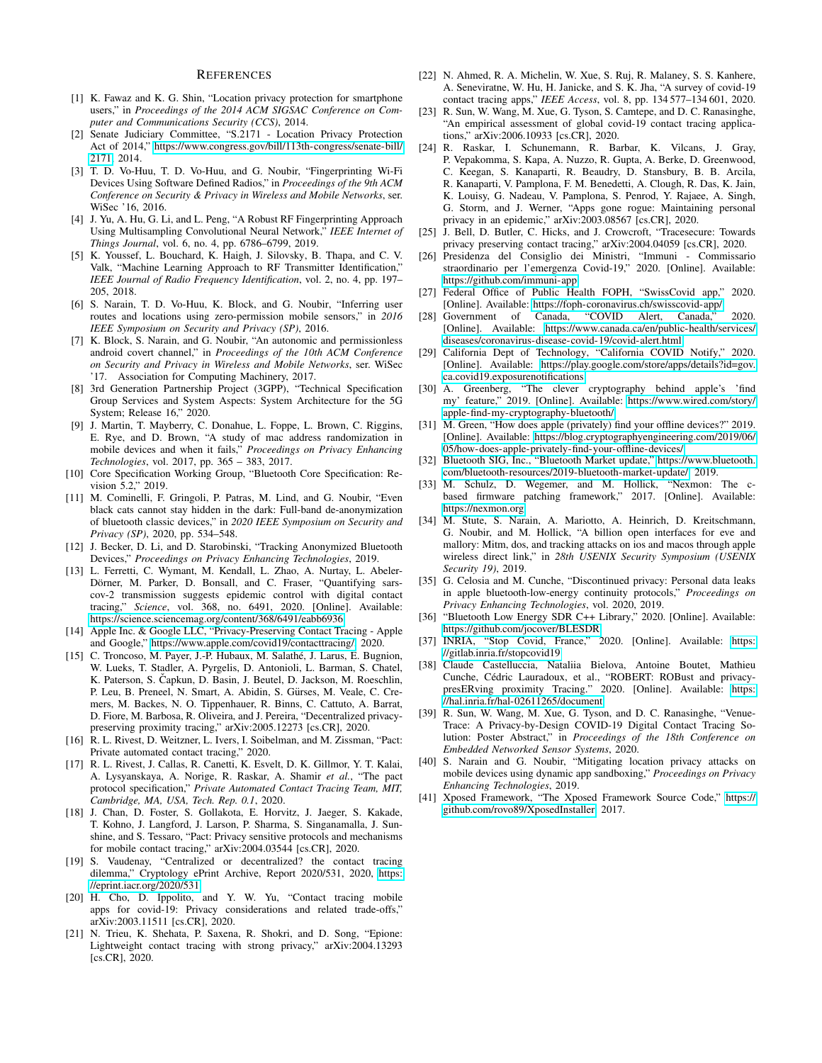# REFERENCES

[1] K. Fawaz and K. G. Shin, "Location privacy protection for smartphone users," in *Proceedings of the 2014 ACM SIGSAC Conference on Computer and Communications Security (CCS)*, 2014.

[2] Senate Judiciary Committee, "S.2171 - Location Privacy Protection Act of 2014," https://www.congress.gov/bill/113th-congress/senate-bill/2171, 2014.

[3] T. D. Vo-Huu, T. D. Vo-Huu, and G. Noubir, "Fingerprinting Wi-Fi Devices Using Software Defined Radios," in *Proceedings of the 9th ACM Conference on Security & Privacy in Wireless and Mobile Networks*, ser. WiSec '16, 2016.

[4] J. Yu, A. Hu, G. Li, and L. Peng, "A Robust RF Fingerprinting Approach Using Multisampling Convolutional Neural Network," *IEEE Internet of Things Journal*, vol. 6, no. 4, pp. 6786–6799, 2019.

[5] K. Youssef, L. Bouchard, K. Haigh, J. Silovsky, B. Thapa, and C. V. Valk, "Machine Learning Approach to RF Transmitter Identification," *IEEE Journal of Radio Frequency Identification*, vol. 2, no. 4, pp. 197–205, 2018.

[6] S. Narain, T. D. Vo-Huu, K. Block, and G. Noubir, "Inferring user routes and locations using zero-permission mobile sensors," in *2016 IEEE Symposium on Security and Privacy (SP)*, 2016.

[7] K. Block, S. Narain, and G. Noubir, "An autonomic and permissionless android covert channel," in *Proceedings of the 10th ACM Conference on Security and Privacy in Wireless and Mobile Networks*, ser. WiSec '17. Association for Computing Machinery, 2017.

[8] 3rd Generation Partnership Project (3GPP), "Technical Specification Group Services and System Aspects: System Architecture for the 5G System; Release 16," 2020.

[9] J. Martin, T. Mayberry, C. Donahue, L. Foppe, L. Brown, C. Riggins, E. Rye, and D. Brown, "A study of mac address randomization in mobile devices and when it fails," *Proceedings on Privacy Enhancing Technologies*, vol. 2017, pp. 365 – 383, 2017.

[10] Core Specification Working Group, "Bluetooth Core Specification: Revision 5.2," 2019.

[11] M. Cominelli, F. Gringoli, P. Patras, M. Lind, and G. Noubir, "Even black cats cannot stay hidden in the dark: Full-band de-anonymization of bluetooth classic devices," in *2020 IEEE Symposium on Security and Privacy (SP)*, 2020, pp. 534–548.

[12] J. Becker, D. Li, and D. Starobinski, "Tracking Anonymized Bluetooth Devices," *Proceedings on Privacy Enhancing Technologies*, 2019.

[13] L. Ferretti, C. Wymant, M. Kendall, L. Zhao, A. Nurtay, L. Abeler-Dörner, M. Parker, D. Bonsall, and C. Fraser, "Quantifying sars-cov-2 transmission suggests epidemic control with digital contact tracing," *Science*, vol. 368, no. 6491, 2020. [Online]. Available: https://science.sciencemag.org/content/368/6491/eabb6936

[14] Apple Inc. & Google LLC, "Privacy-Preserving Contact Tracing - Apple and Google," https://www.apple.com/covid19/contacttracing/, 2020.

[15] C. Troncoso, M. Payer, J.-P. Hubaux, M. Salathé, J. Larus, E. Bugnion, W. Lueks, T. Stadler, A. Pyrgelis, D. Antonioli, L. Barman, S. Chatel, K. Paterson, S. Čapkun, D. Basin, J. Beutel, D. Jackson, M. Roeschlin, P. Leu, B. Preneel, N. Smart, A. Abidin, S. Gürses, M. Veale, C. Cremers, M. Backes, N. O. Tippenhauer, R. Binns, C. Cattuto, A. Barrat, D. Fiore, M. Barbosa, R. Oliveira, and J. Pereira, "Decentralized privacy-preserving proximity tracing," arXiv:2005.12273 [cs.CR], 2020.

[16] R. L. Rivest, D. Weitzner, L. Ivers, I. Soibelman, and M. Zissman, "Pact: Private automated contact tracing," 2020.

[17] R. L. Rivest, J. Callas, R. Canetti, K. Esvelt, D. K. Gillmor, Y. T. Kalai, A. Lysyanskaya, A. Norige, R. Raskar, A. Shamir *et al.*, "The pact protocol specification," *Private Automated Contact Tracing Team, MIT, Cambridge, MA, USA, Tech. Rep. 0.1*, 2020.

[18] J. Chan, D. Foster, S. Gollakota, E. Horvitz, J. Jaeger, S. Kakade, T. Kohno, J. Langford, J. Larson, P. Sharma, S. Singanamalla, J. Sunshine, and S. Tessaro, "Pact: Privacy sensitive protocols and mechanisms for mobile contact tracing," arXiv:2004.03544 [cs.CR], 2020.

[19] S. Vaudenay, "Centralized or decentralized? the contact tracing dilemma," Cryptology ePrint Archive, Report 2020/531, 2020, https://eprint.iacr.org/2020/531.

[20] H. Cho, D. Ippolito, and Y. W. Yu, "Contact tracing mobile apps for covid-19: Privacy considerations and related trade-offs," arXiv:2003.11511 [cs.CR], 2020.

[21] N. Trieu, K. Shehata, P. Saxena, R. Shokri, and D. Song, "Epione: Lightweight contact tracing with strong privacy," arXiv:2004.13293 [cs.CR], 2020.

[22] N. Ahmed, R. A. Michelin, W. Xue, S. Ruj, R. Malaney, S. S. Kanhere, A. Seneviratne, W. Hu, H. Janicke, and S. K. Jha, "A survey of covid-19 contact tracing apps," *IEEE Access*, vol. 8, pp. 134 577–134 601, 2020.

[23] R. Sun, W. Wang, M. Xue, G. Tyson, S. Camtepe, and D. C. Ranasinghe, "An empirical assessment of global covid-19 contact tracing applications," arXiv:2006.10933 [cs.CR], 2020.

[24] R. Raskar, I. Schunemann, R. Barbar, K. Vilcans, J. Gray, P. Vepakomma, S. Kapa, A. Nuzzo, R. Gupta, A. Berke, D. Greenwood, C. Keegan, S. Kanaparti, R. Beaudry, D. Stansbury, B. B. Arcila, R. Kanaparti, V. Pamplona, F. M. Benedetti, A. Clough, R. Das, K. Jain, K. Louisy, G. Nadeau, V. Pamplona, S. Penrod, Y. Rajaee, A. Singh, G. Storm, and J. Werner, "Apps gone rogue: Maintaining personal privacy in an epidemic," arXiv:2003.08567 [cs.CR], 2020.

[25] J. Bell, D. Butler, C. Hicks, and J. Crowcroft, "Tracesecure: Towards privacy preserving contact tracing," arXiv:2004.04059 [cs.CR], 2020.

[26] Presidenza del Consiglio dei Ministri, "Immuni - Commissario straordinario per l'emergenza Covid-19," 2020. [Online]. Available: https://github.com/immuni-app

[27] Federal Office of Public Health FOPH, "SwissCovid app," 2020. [Online]. Available: https://foph-coronavirus.ch/swisscovid-app/

[28] Government of Canada, "COVID Alert, Canada," 2020. [Online]. Available: https://www.canada.ca/en/public-health/services/diseases/coronavirus-disease-covid-19/covid-alert.html

[29] California Dept of Technology, "California COVID Notify," 2020. [Online]. Available: https://play.google.com/store/apps/details?id=gov.ca.covid19.exposurenotifications

[30] A. Greenberg, "The clever cryptography behind apple's 'find my' feature," 2019. [Online]. Available: https://www.wired.com/story/apple-find-my-cryptography-bluetooth/

[31] M. Green, "How does apple (privately) find your offline devices?" 2019. [Online]. Available: https://blog.cryptographyengineering.com/2019/06/05/how-does-apple-privately-find-your-offline-devices/

[32] Bluetooth SIG, Inc., "Bluetooth Market update," https://www.bluetooth.com/bluetooth-resources/2019-bluetooth-market-update/, 2019.

[33] M. Schulz, D. Wegemer, and M. Hollick, "Nexmon: The c-based firmware patching framework," 2017. [Online]. Available: https://nexmon.org

[34] M. Stute, S. Narain, A. Mariotto, A. Heinrich, D. Kreitschmann, G. Noubir, and M. Hollick, "A billion open interfaces for eve and mallory: Mitm, dos, and tracking attacks on ios and macos through apple wireless direct link," in *28th USENIX Security Symposium (USENIX Security 19)*, 2019.

[35] G. Celosia and M. Cunche, "Discontinued privacy: Personal data leaks in apple bluetooth-low-energy continuity protocols," *Proceedings on Privacy Enhancing Technologies*, vol. 2020, 2019.

[36] "Bluetooth Low Energy SDR C++ Library," 2020. [Online]. Available: https://github.com/jocover/BLESDR

[37] INRIA, "Stop Covid, France," 2020. [Online]. Available: https://gitlab.inria.fr/stopcovid19

[38] Claude Castelluccia, Nataliia Bielova, Antoine Boutet, Mathieu Cunche, Cédric Lauradoux, et al., "ROBERT: ROBust and privacy-presERving proximity Tracing." 2020. [Online]. Available: https://hal.inria.fr/hal-02611265/document

[39] R. Sun, W. Wang, M. Xue, G. Tyson, and D. C. Ranasinghe, "Venue-Trace: A Privacy-by-Design COVID-19 Digital Contact Tracing Solution: Poster Abstract," in *Proceedings of the 18th Conference on Embedded Networked Sensor Systems*, 2020.

[40] S. Narain and G. Noubir, "Mitigating location privacy attacks on mobile devices using dynamic app sandboxing," *Proceedings on Privacy Enhancing Technologies*, 2019.

[41] Xposed Framework, "The Xposed Framework Source Code," https://github.com/rovo89/XposedInstaller, 2017.